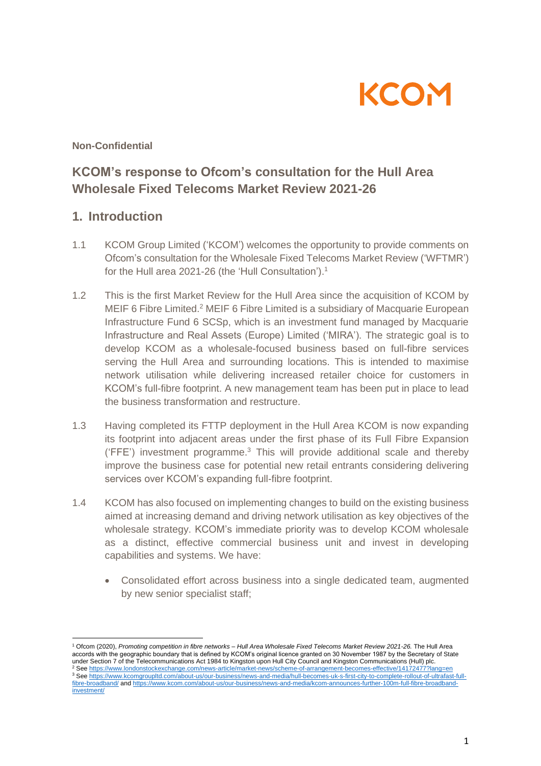KCOM

**Non-Confidential**

# KCOM's response to Ofcom's consultation for the Hull Area Wholesale Fixed Telecoms Market Review 2021-26

## 1. Introduction

1.1 KCOM Group Limited ('KCOM') welcomes the opportunity to provide comments on Ofcom's consultation for the Wholesale Fixed Telecoms Market Review ('WFTMR') for the Hull area 2021-26 (the 'Hull Consultation').[1]

1.2 This is the first Market Review for the Hull Area since the acquisition of KCOM by MEIF 6 Fibre Limited.[2] MEIF 6 Fibre Limited is a subsidiary of Macquarie European Infrastructure Fund 6 SCSp, which is an investment fund managed by Macquarie Infrastructure and Real Assets (Europe) Limited ('MIRA'). The strategic goal is to develop KCOM as a wholesale-focused business based on full-fibre services serving the Hull Area and surrounding locations. This is intended to maximise network utilisation while delivering increased retailer choice for customers in KCOM's full-fibre footprint. A new management team has been put in place to lead the business transformation and restructure.

1.3 Having completed its FTTP deployment in the Hull Area KCOM is now expanding its footprint into adjacent areas under the first phase of its Full Fibre Expansion ('FFE') investment programme.[3] This will provide additional scale and thereby improve the business case for potential new retail entrants considering delivering services over KCOM's expanding full-fibre footprint.

1.4 KCOM has also focused on implementing changes to build on the existing business aimed at increasing demand and driving network utilisation as key objectives of the wholesale strategy. KCOM's immediate priority was to develop KCOM wholesale as a distinct, effective commercial business unit and invest in developing capabilities and systems. We have:

- Consolidated effort across business into a single dedicated team, augmented by new senior specialist staff;

---

[1] Ofcom (2020), *Promoting competition in fibre networks – Hull Area Wholesale Fixed Telecoms Market Review 2021-26.* The Hull Area accords with the geographic boundary that is defined by KCOM's original licence granted on 30 November 1987 by the Secretary of State under Section 7 of the Telecommunications Act 1984 to Kingston upon Hull City Council and Kingston Communications (Hull) plc.

[2] See https://www.londonstockexchange.com/news-article/market-news/scheme-of-arrangement-becomes-effective/14172477?lang=en

[3] See https://www.kcomgroupltd.com/about-us/our-business/news-and-media/hull-becomes-uk-s-first-city-to-complete-rollout-of-ultrafast-full-fibre-broadband/ and https://www.kcom.com/about-us/our-business/news-and-media/kcom-announces-further-100m-full-fibre-broadband-investment/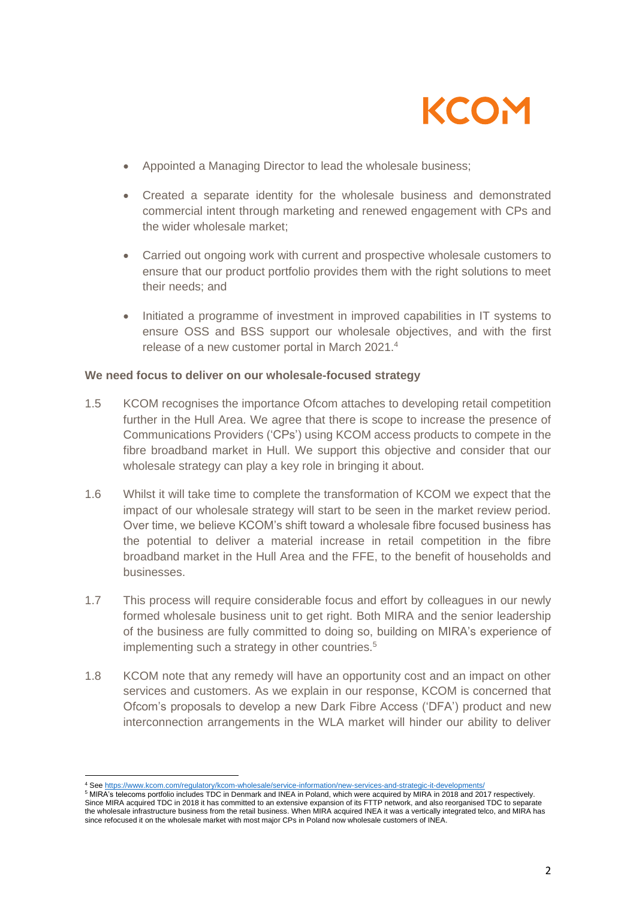- Appointed a Managing Director to lead the wholesale business;
- Created a separate identity for the wholesale business and demonstrated commercial intent through marketing and renewed engagement with CPs and the wider wholesale market;
- Carried out ongoing work with current and prospective wholesale customers to ensure that our product portfolio provides them with the right solutions to meet their needs; and
- Initiated a programme of investment in improved capabilities in IT systems to ensure OSS and BSS support our wholesale objectives, and with the first release of a new customer portal in March 2021.[4]

**We need focus to deliver on our wholesale-focused strategy**

1.5 KCOM recognises the importance Ofcom attaches to developing retail competition further in the Hull Area. We agree that there is scope to increase the presence of Communications Providers ('CPs') using KCOM access products to compete in the fibre broadband market in Hull. We support this objective and consider that our wholesale strategy can play a key role in bringing it about.

1.6 Whilst it will take time to complete the transformation of KCOM we expect that the impact of our wholesale strategy will start to be seen in the market review period. Over time, we believe KCOM's shift toward a wholesale fibre focused business has the potential to deliver a material increase in retail competition in the fibre broadband market in the Hull Area and the FFE, to the benefit of households and businesses.

1.7 This process will require considerable focus and effort by colleagues in our newly formed wholesale business unit to get right. Both MIRA and the senior leadership of the business are fully committed to doing so, building on MIRA's experience of implementing such a strategy in other countries.[5]

1.8 KCOM note that any remedy will have an opportunity cost and an impact on other services and customers. As we explain in our response, KCOM is concerned that Ofcom's proposals to develop a new Dark Fibre Access ('DFA') product and new interconnection arrangements in the WLA market will hinder our ability to deliver

[4] See https://www.kcom.com/regulatory/kcom-wholesale/service-information/new-services-and-strategic-it-developments/

[5] MIRA's telecoms portfolio includes TDC in Denmark and INEA in Poland, which were acquired by MIRA in 2018 and 2017 respectively. Since MIRA acquired TDC in 2018 it has committed to an extensive expansion of its FTTP network, and also reorganised TDC to separate the wholesale infrastructure business from the retail business. When MIRA acquired INEA it was a vertically integrated telco, and MIRA has since refocused it on the wholesale market with most major CPs in Poland now wholesale customers of INEA.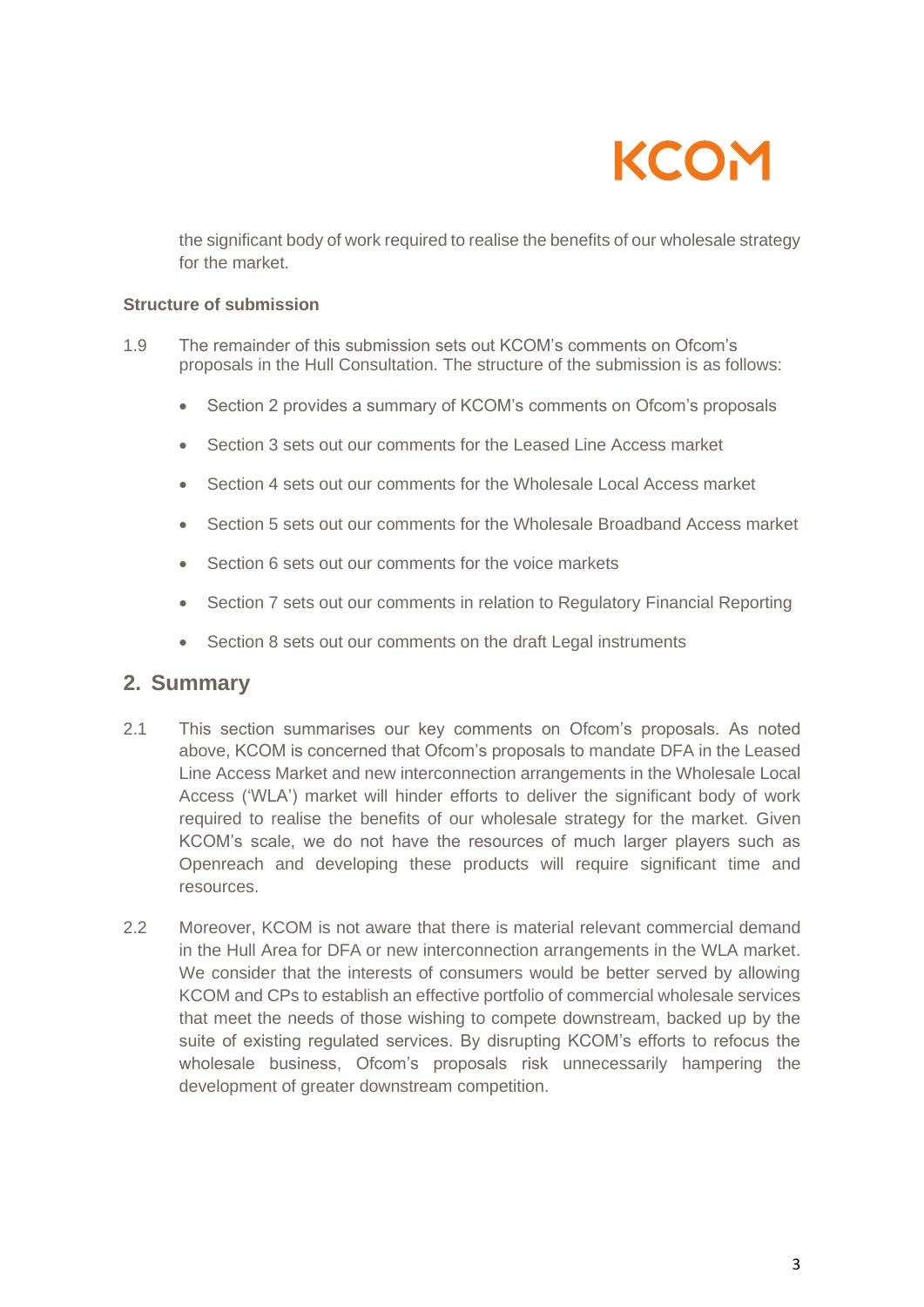the significant body of work required to realise the benefits of our wholesale strategy for the market.

**Structure of submission**

1.9 The remainder of this submission sets out KCOM's comments on Ofcom's proposals in the Hull Consultation. The structure of the submission is as follows:

- Section 2 provides a summary of KCOM's comments on Ofcom's proposals
- Section 3 sets out our comments for the Leased Line Access market
- Section 4 sets out our comments for the Wholesale Local Access market
- Section 5 sets out our comments for the Wholesale Broadband Access market
- Section 6 sets out our comments for the voice markets
- Section 7 sets out our comments in relation to Regulatory Financial Reporting
- Section 8 sets out our comments on the draft Legal instruments

## 2. Summary

2.1 This section summarises our key comments on Ofcom's proposals. As noted above, KCOM is concerned that Ofcom's proposals to mandate DFA in the Leased Line Access Market and new interconnection arrangements in the Wholesale Local Access ('WLA') market will hinder efforts to deliver the significant body of work required to realise the benefits of our wholesale strategy for the market. Given KCOM's scale, we do not have the resources of much larger players such as Openreach and developing these products will require significant time and resources.

2.2 Moreover, KCOM is not aware that there is material relevant commercial demand in the Hull Area for DFA or new interconnection arrangements in the WLA market. We consider that the interests of consumers would be better served by allowing KCOM and CPs to establish an effective portfolio of commercial wholesale services that meet the needs of those wishing to compete downstream, backed up by the suite of existing regulated services. By disrupting KCOM's efforts to refocus the wholesale business, Ofcom's proposals risk unnecessarily hampering the development of greater downstream competition.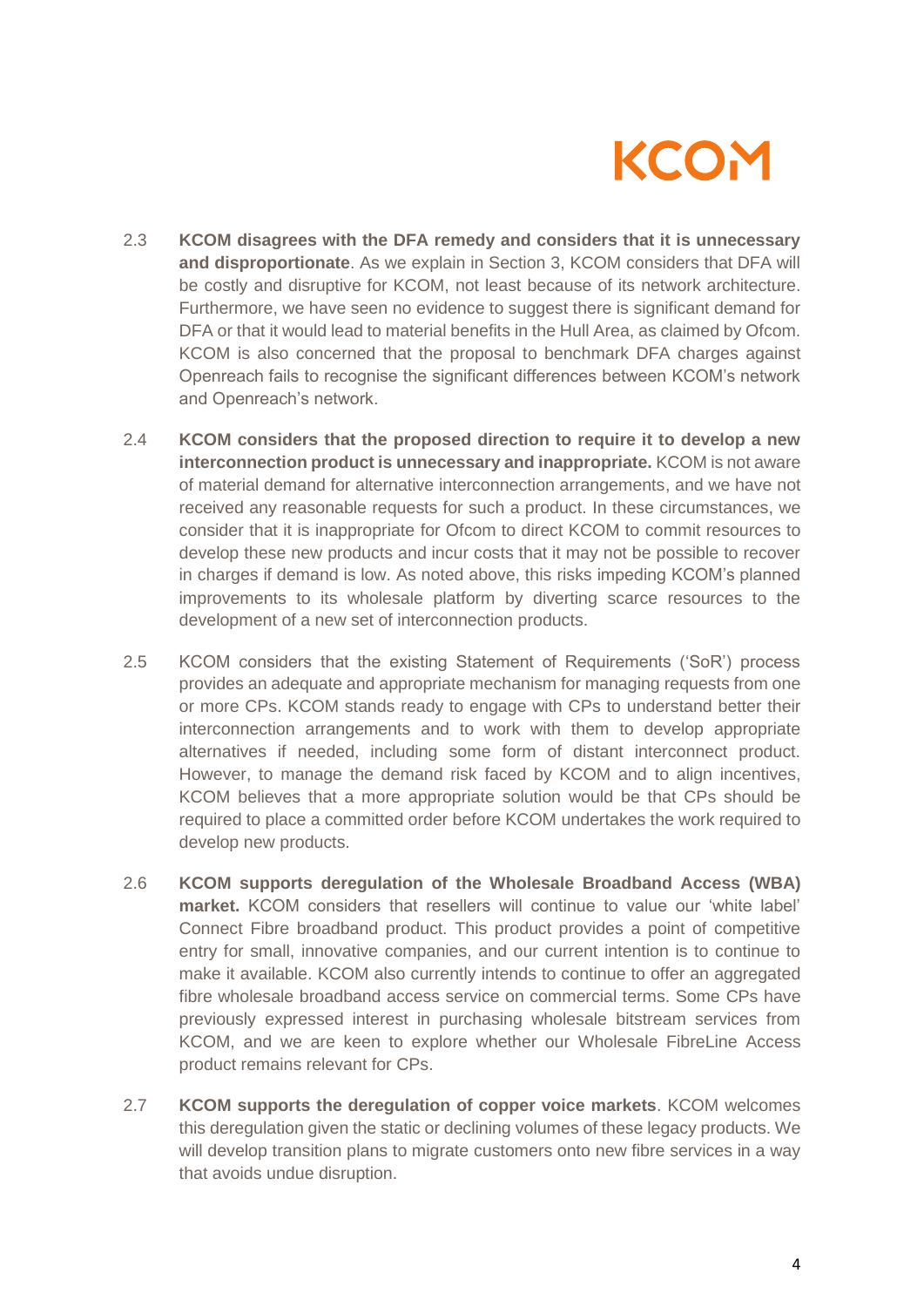2.3 **KCOM disagrees with the DFA remedy and considers that it is unnecessary and disproportionate**. As we explain in Section 3, KCOM considers that DFA will be costly and disruptive for KCOM, not least because of its network architecture. Furthermore, we have seen no evidence to suggest there is significant demand for DFA or that it would lead to material benefits in the Hull Area, as claimed by Ofcom. KCOM is also concerned that the proposal to benchmark DFA charges against Openreach fails to recognise the significant differences between KCOM's network and Openreach's network.

2.4 **KCOM considers that the proposed direction to require it to develop a new interconnection product is unnecessary and inappropriate.** KCOM is not aware of material demand for alternative interconnection arrangements, and we have not received any reasonable requests for such a product. In these circumstances, we consider that it is inappropriate for Ofcom to direct KCOM to commit resources to develop these new products and incur costs that it may not be possible to recover in charges if demand is low. As noted above, this risks impeding KCOM's planned improvements to its wholesale platform by diverting scarce resources to the development of a new set of interconnection products.

2.5 KCOM considers that the existing Statement of Requirements ('SoR') process provides an adequate and appropriate mechanism for managing requests from one or more CPs. KCOM stands ready to engage with CPs to understand better their interconnection arrangements and to work with them to develop appropriate alternatives if needed, including some form of distant interconnect product. However, to manage the demand risk faced by KCOM and to align incentives, KCOM believes that a more appropriate solution would be that CPs should be required to place a committed order before KCOM undertakes the work required to develop new products.

2.6 **KCOM supports deregulation of the Wholesale Broadband Access (WBA) market.** KCOM considers that resellers will continue to value our 'white label' Connect Fibre broadband product. This product provides a point of competitive entry for small, innovative companies, and our current intention is to continue to make it available. KCOM also currently intends to continue to offer an aggregated fibre wholesale broadband access service on commercial terms. Some CPs have previously expressed interest in purchasing wholesale bitstream services from KCOM, and we are keen to explore whether our Wholesale FibreLine Access product remains relevant for CPs.

2.7 **KCOM supports the deregulation of copper voice markets**. KCOM welcomes this deregulation given the static or declining volumes of these legacy products. We will develop transition plans to migrate customers onto new fibre services in a way that avoids undue disruption.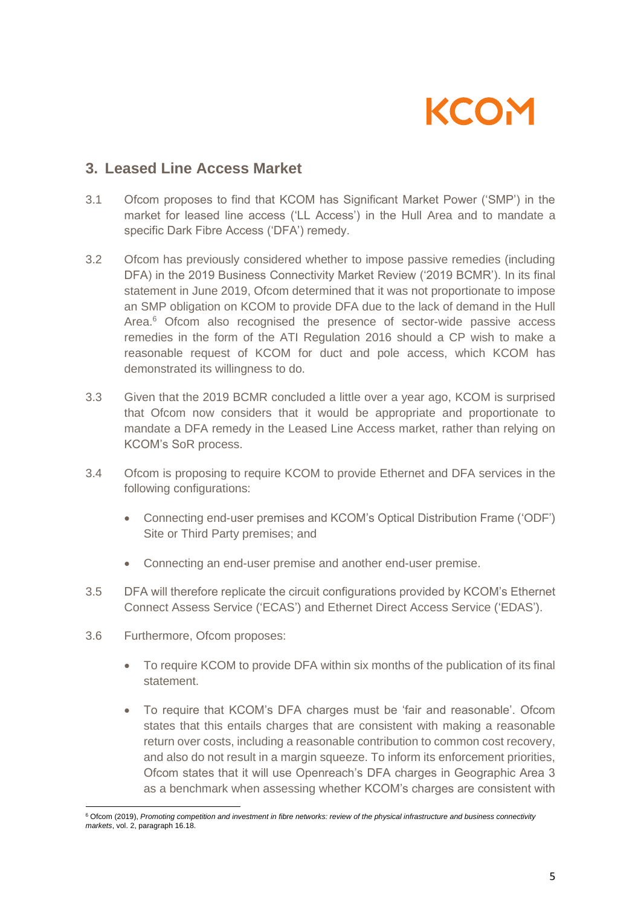## 3. Leased Line Access Market

3.1 Ofcom proposes to find that KCOM has Significant Market Power ('SMP') in the market for leased line access ('LL Access') in the Hull Area and to mandate a specific Dark Fibre Access ('DFA') remedy.

3.2 Ofcom has previously considered whether to impose passive remedies (including DFA) in the 2019 Business Connectivity Market Review ('2019 BCMR'). In its final statement in June 2019, Ofcom determined that it was not proportionate to impose an SMP obligation on KCOM to provide DFA due to the lack of demand in the Hull Area.[6] Ofcom also recognised the presence of sector-wide passive access remedies in the form of the ATI Regulation 2016 should a CP wish to make a reasonable request of KCOM for duct and pole access, which KCOM has demonstrated its willingness to do.

3.3 Given that the 2019 BCMR concluded a little over a year ago, KCOM is surprised that Ofcom now considers that it would be appropriate and proportionate to mandate a DFA remedy in the Leased Line Access market, rather than relying on KCOM's SoR process.

3.4 Ofcom is proposing to require KCOM to provide Ethernet and DFA services in the following configurations:

- Connecting end-user premises and KCOM's Optical Distribution Frame ('ODF') Site or Third Party premises; and
- Connecting an end-user premise and another end-user premise.

3.5 DFA will therefore replicate the circuit configurations provided by KCOM's Ethernet Connect Assess Service ('ECAS') and Ethernet Direct Access Service ('EDAS').

3.6 Furthermore, Ofcom proposes:

- To require KCOM to provide DFA within six months of the publication of its final statement.
- To require that KCOM's DFA charges must be 'fair and reasonable'. Ofcom states that this entails charges that are consistent with making a reasonable return over costs, including a reasonable contribution to common cost recovery, and also do not result in a margin squeeze. To inform its enforcement priorities, Ofcom states that it will use Openreach's DFA charges in Geographic Area 3 as a benchmark when assessing whether KCOM's charges are consistent with

[6] Ofcom (2019), *Promoting competition and investment in fibre networks: review of the physical infrastructure and business connectivity markets*, vol. 2, paragraph 16.18.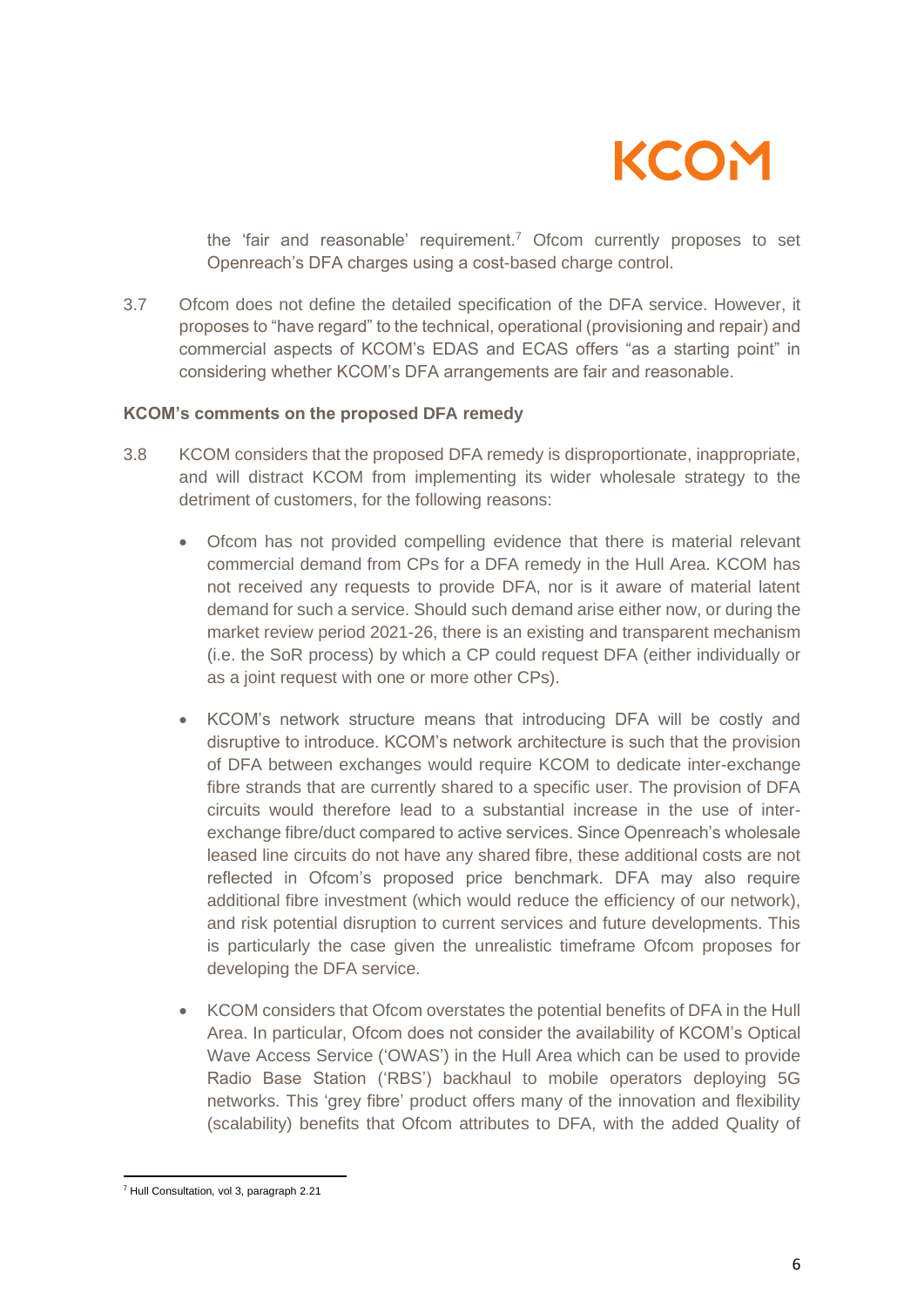the 'fair and reasonable' requirement.[7] Ofcom currently proposes to set Openreach's DFA charges using a cost-based charge control.

3.7 Ofcom does not define the detailed specification of the DFA service. However, it proposes to "have regard" to the technical, operational (provisioning and repair) and commercial aspects of KCOM's EDAS and ECAS offers "as a starting point" in considering whether KCOM's DFA arrangements are fair and reasonable.

**KCOM's comments on the proposed DFA remedy**

3.8 KCOM considers that the proposed DFA remedy is disproportionate, inappropriate, and will distract KCOM from implementing its wider wholesale strategy to the detriment of customers, for the following reasons:

- Ofcom has not provided compelling evidence that there is material relevant commercial demand from CPs for a DFA remedy in the Hull Area. KCOM has not received any requests to provide DFA, nor is it aware of material latent demand for such a service. Should such demand arise either now, or during the market review period 2021-26, there is an existing and transparent mechanism (i.e. the SoR process) by which a CP could request DFA (either individually or as a joint request with one or more other CPs).

- KCOM's network structure means that introducing DFA will be costly and disruptive to introduce. KCOM's network architecture is such that the provision of DFA between exchanges would require KCOM to dedicate inter-exchange fibre strands that are currently shared to a specific user. The provision of DFA circuits would therefore lead to a substantial increase in the use of inter-exchange fibre/duct compared to active services. Since Openreach's wholesale leased line circuits do not have any shared fibre, these additional costs are not reflected in Ofcom's proposed price benchmark. DFA may also require additional fibre investment (which would reduce the efficiency of our network), and risk potential disruption to current services and future developments. This is particularly the case given the unrealistic timeframe Ofcom proposes for developing the DFA service.

- KCOM considers that Ofcom overstates the potential benefits of DFA in the Hull Area. In particular, Ofcom does not consider the availability of KCOM's Optical Wave Access Service ('OWAS') in the Hull Area which can be used to provide Radio Base Station ('RBS') backhaul to mobile operators deploying 5G networks. This 'grey fibre' product offers many of the innovation and flexibility (scalability) benefits that Ofcom attributes to DFA, with the added Quality of

[7] Hull Consultation, vol 3, paragraph 2.21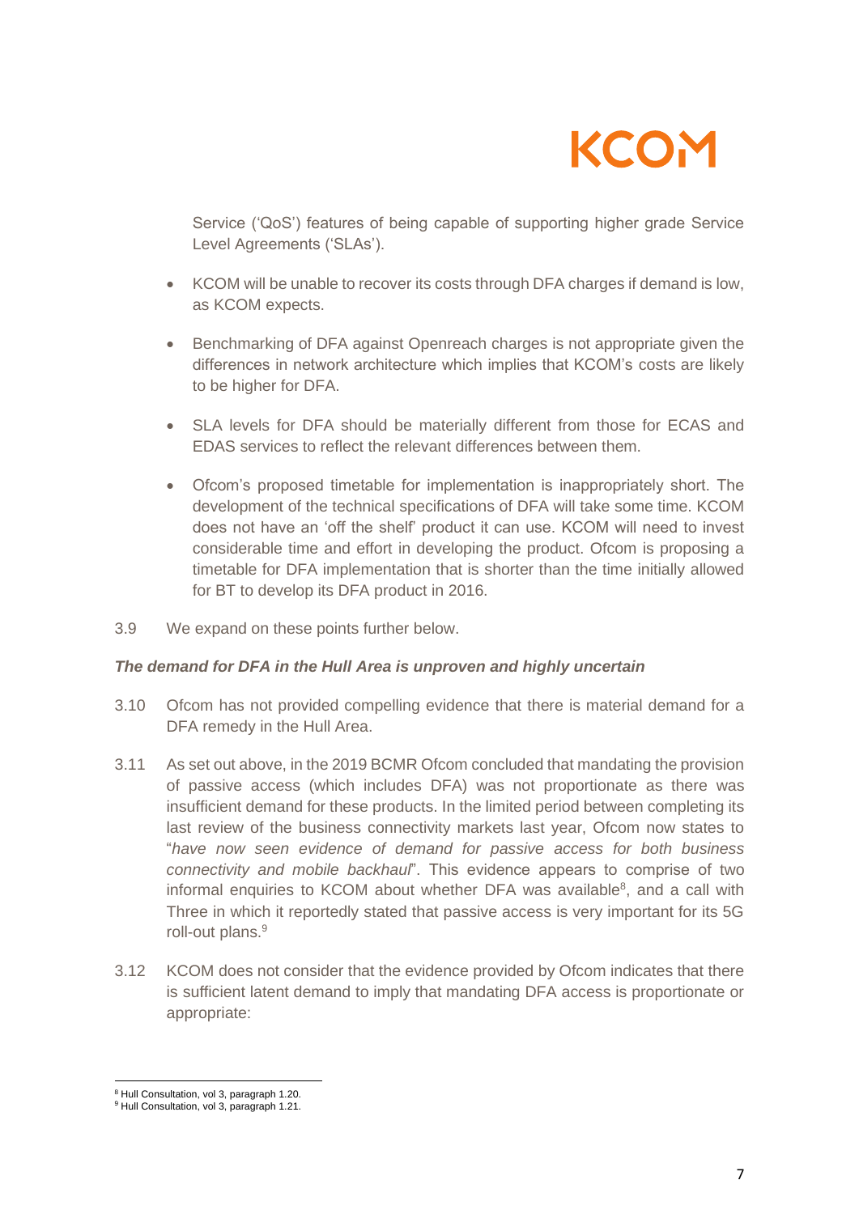Service ('QoS') features of being capable of supporting higher grade Service Level Agreements ('SLAs').

- KCOM will be unable to recover its costs through DFA charges if demand is low, as KCOM expects.
- Benchmarking of DFA against Openreach charges is not appropriate given the differences in network architecture which implies that KCOM's costs are likely to be higher for DFA.
- SLA levels for DFA should be materially different from those for ECAS and EDAS services to reflect the relevant differences between them.
- Ofcom's proposed timetable for implementation is inappropriately short. The development of the technical specifications of DFA will take some time. KCOM does not have an 'off the shelf' product it can use. KCOM will need to invest considerable time and effort in developing the product. Ofcom is proposing a timetable for DFA implementation that is shorter than the time initially allowed for BT to develop its DFA product in 2016.

3.9 We expand on these points further below.

***The demand for DFA in the Hull Area is unproven and highly uncertain***

3.10 Ofcom has not provided compelling evidence that there is material demand for a DFA remedy in the Hull Area.

3.11 As set out above, in the 2019 BCMR Ofcom concluded that mandating the provision of passive access (which includes DFA) was not proportionate as there was insufficient demand for these products. In the limited period between completing its last review of the business connectivity markets last year, Ofcom now states to "*have now seen evidence of demand for passive access for both business connectivity and mobile backhaul*". This evidence appears to comprise of two informal enquiries to KCOM about whether DFA was available[8], and a call with Three in which it reportedly stated that passive access is very important for its 5G roll-out plans.[9]

3.12 KCOM does not consider that the evidence provided by Ofcom indicates that there is sufficient latent demand to imply that mandating DFA access is proportionate or appropriate:

[8] Hull Consultation, vol 3, paragraph 1.20.
[9] Hull Consultation, vol 3, paragraph 1.21.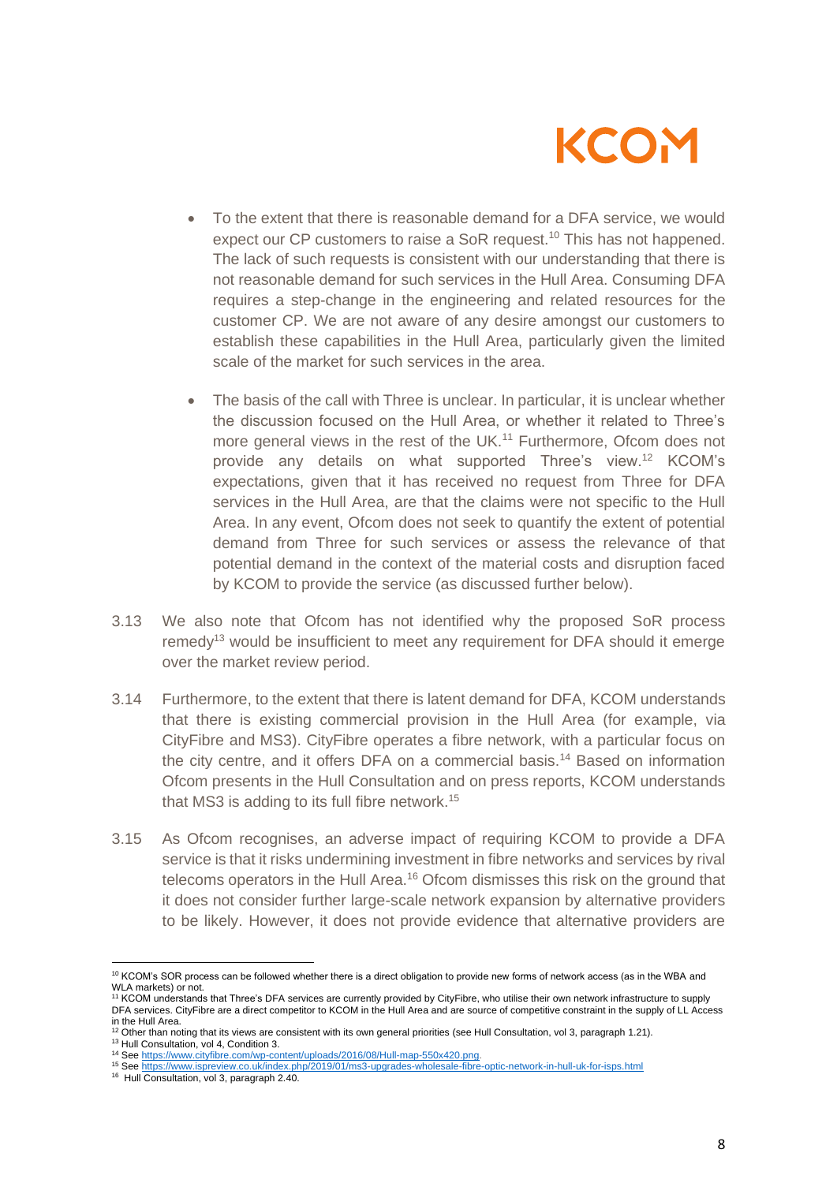- To the extent that there is reasonable demand for a DFA service, we would expect our CP customers to raise a SoR request.[10] This has not happened. The lack of such requests is consistent with our understanding that there is not reasonable demand for such services in the Hull Area. Consuming DFA requires a step-change in the engineering and related resources for the customer CP. We are not aware of any desire amongst our customers to establish these capabilities in the Hull Area, particularly given the limited scale of the market for such services in the area.

- The basis of the call with Three is unclear. In particular, it is unclear whether the discussion focused on the Hull Area, or whether it related to Three's more general views in the rest of the UK.[11] Furthermore, Ofcom does not provide any details on what supported Three's view.[12] KCOM's expectations, given that it has received no request from Three for DFA services in the Hull Area, are that the claims were not specific to the Hull Area. In any event, Ofcom does not seek to quantify the extent of potential demand from Three for such services or assess the relevance of that potential demand in the context of the material costs and disruption faced by KCOM to provide the service (as discussed further below).

3.13 We also note that Ofcom has not identified why the proposed SoR process remedy[13] would be insufficient to meet any requirement for DFA should it emerge over the market review period.

3.14 Furthermore, to the extent that there is latent demand for DFA, KCOM understands that there is existing commercial provision in the Hull Area (for example, via CityFibre and MS3). CityFibre operates a fibre network, with a particular focus on the city centre, and it offers DFA on a commercial basis.[14] Based on information Ofcom presents in the Hull Consultation and on press reports, KCOM understands that MS3 is adding to its full fibre network.[15]

3.15 As Ofcom recognises, an adverse impact of requiring KCOM to provide a DFA service is that it risks undermining investment in fibre networks and services by rival telecoms operators in the Hull Area.[16] Ofcom dismisses this risk on the ground that it does not consider further large-scale network expansion by alternative providers to be likely. However, it does not provide evidence that alternative providers are

---

[10] KCOM's SOR process can be followed whether there is a direct obligation to provide new forms of network access (as in the WBA and WLA markets) or not.

[11] KCOM understands that Three's DFA services are currently provided by CityFibre, who utilise their own network infrastructure to supply DFA services. CityFibre are a direct competitor to KCOM in the Hull Area and are source of competitive constraint in the supply of LL Access in the Hull Area.

[12] Other than noting that its views are consistent with its own general priorities (see Hull Consultation, vol 3, paragraph 1.21).

[13] Hull Consultation, vol 4, Condition 3.

[14] See https://www.cityfibre.com/wp-content/uploads/2016/08/Hull-map-550x420.png.

[15] See https://www.ispreview.co.uk/index.php/2019/01/ms3-upgrades-wholesale-fibre-optic-network-in-hull-uk-for-isps.html

[16] Hull Consultation, vol 3, paragraph 2.40.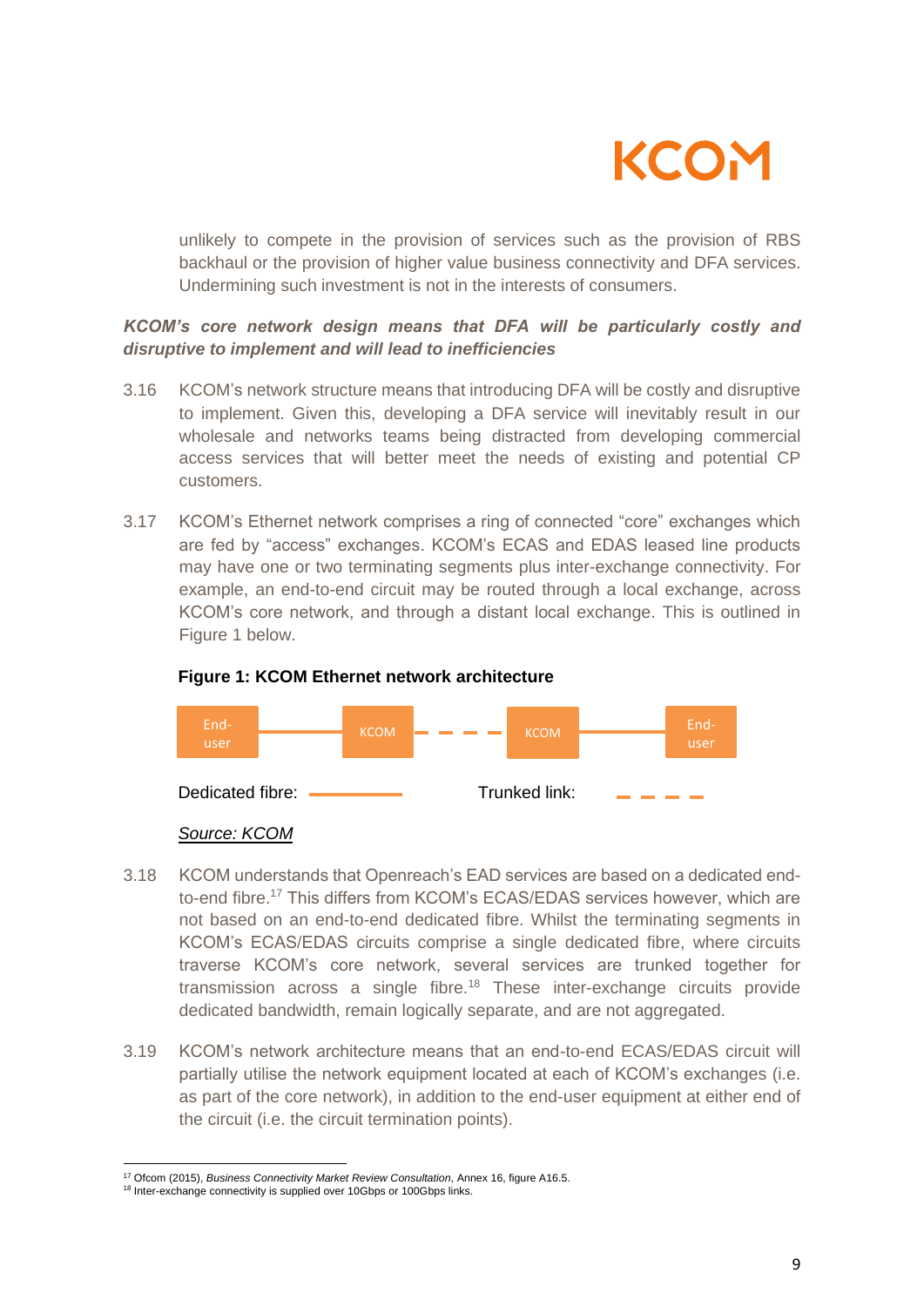unlikely to compete in the provision of services such as the provision of RBS backhaul or the provision of higher value business connectivity and DFA services. Undermining such investment is not in the interests of consumers.

***KCOM's core network design means that DFA will be particularly costly and disruptive to implement and will lead to inefficiencies***

3.16 KCOM's network structure means that introducing DFA will be costly and disruptive to implement. Given this, developing a DFA service will inevitably result in our wholesale and networks teams being distracted from developing commercial access services that will better meet the needs of existing and potential CP customers.

3.17 KCOM's Ethernet network comprises a ring of connected "core" exchanges which are fed by "access" exchanges. KCOM's ECAS and EDAS leased line products may have one or two terminating segments plus inter-exchange connectivity. For example, an end-to-end circuit may be routed through a local exchange, across KCOM's core network, and through a distant local exchange. This is outlined in Figure 1 below.

**Figure 1: KCOM Ethernet network architecture**

End-user —— KCOM - - - KCOM —— End-user

Dedicated fibre: ——— Trunked link: - - - -

*Source: KCOM*

3.18 KCOM understands that Openreach's EAD services are based on a dedicated end-to-end fibre.[17] This differs from KCOM's ECAS/EDAS services however, which are not based on an end-to-end dedicated fibre. Whilst the terminating segments in KCOM's ECAS/EDAS circuits comprise a single dedicated fibre, where circuits traverse KCOM's core network, several services are trunked together for transmission across a single fibre.[18] These inter-exchange circuits provide dedicated bandwidth, remain logically separate, and are not aggregated.

3.19 KCOM's network architecture means that an end-to-end ECAS/EDAS circuit will partially utilise the network equipment located at each of KCOM's exchanges (i.e. as part of the core network), in addition to the end-user equipment at either end of the circuit (i.e. the circuit termination points).

[17] Ofcom (2015), *Business Connectivity Market Review Consultation*, Annex 16, figure A16.5.

[18] Inter-exchange connectivity is supplied over 10Gbps or 100Gbps links.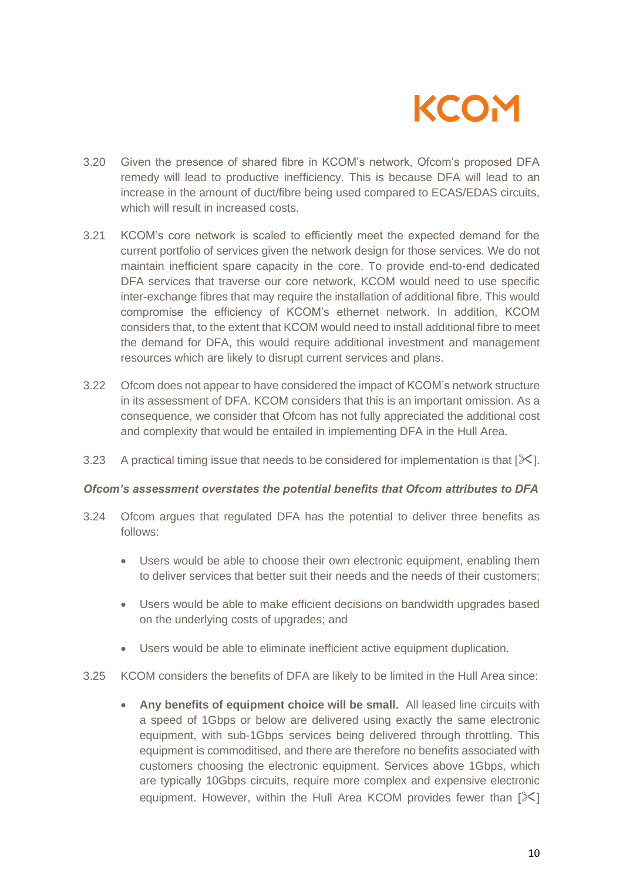3.20 Given the presence of shared fibre in KCOM's network, Ofcom's proposed DFA remedy will lead to productive inefficiency. This is because DFA will lead to an increase in the amount of duct/fibre being used compared to ECAS/EDAS circuits, which will result in increased costs.

3.21 KCOM's core network is scaled to efficiently meet the expected demand for the current portfolio of services given the network design for those services. We do not maintain inefficient spare capacity in the core. To provide end-to-end dedicated DFA services that traverse our core network, KCOM would need to use specific inter-exchange fibres that may require the installation of additional fibre. This would compromise the efficiency of KCOM's ethernet network. In addition, KCOM considers that, to the extent that KCOM would need to install additional fibre to meet the demand for DFA, this would require additional investment and management resources which are likely to disrupt current services and plans.

3.22 Ofcom does not appear to have considered the impact of KCOM's network structure in its assessment of DFA. KCOM considers that this is an important omission. As a consequence, we consider that Ofcom has not fully appreciated the additional cost and complexity that would be entailed in implementing DFA in the Hull Area.

3.23 A practical timing issue that needs to be considered for implementation is that [✂].

*Ofcom's assessment overstates the potential benefits that Ofcom attributes to DFA*

3.24 Ofcom argues that regulated DFA has the potential to deliver three benefits as follows:

- Users would be able to choose their own electronic equipment, enabling them to deliver services that better suit their needs and the needs of their customers;
- Users would be able to make efficient decisions on bandwidth upgrades based on the underlying costs of upgrades; and
- Users would be able to eliminate inefficient active equipment duplication.

3.25 KCOM considers the benefits of DFA are likely to be limited in the Hull Area since:

- **Any benefits of equipment choice will be small.** All leased line circuits with a speed of 1Gbps or below are delivered using exactly the same electronic equipment, with sub-1Gbps services being delivered through throttling. This equipment is commoditised, and there are therefore no benefits associated with customers choosing the electronic equipment. Services above 1Gbps, which are typically 10Gbps circuits, require more complex and expensive electronic equipment. However, within the Hull Area KCOM provides fewer than [✂]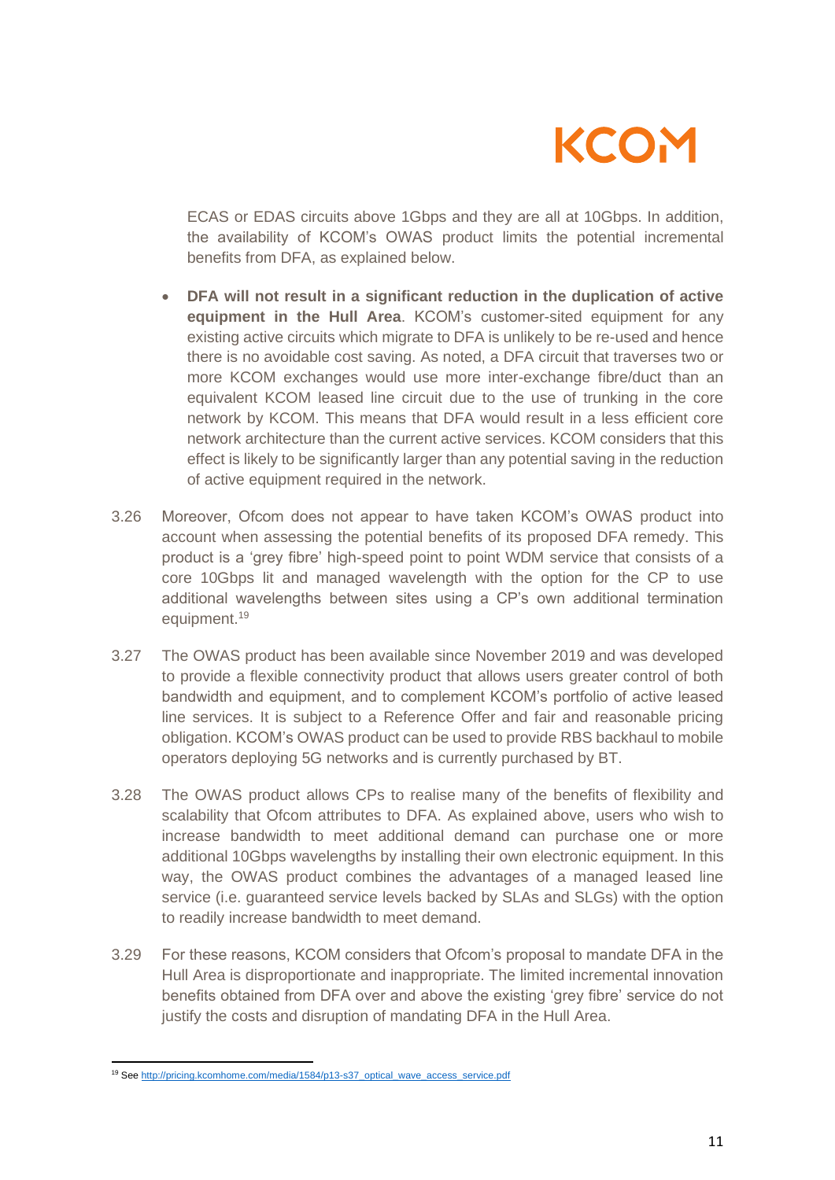ECAS or EDAS circuits above 1Gbps and they are all at 10Gbps. In addition, the availability of KCOM's OWAS product limits the potential incremental benefits from DFA, as explained below.

- **DFA will not result in a significant reduction in the duplication of active equipment in the Hull Area**. KCOM's customer-sited equipment for any existing active circuits which migrate to DFA is unlikely to be re-used and hence there is no avoidable cost saving. As noted, a DFA circuit that traverses two or more KCOM exchanges would use more inter-exchange fibre/duct than an equivalent KCOM leased line circuit due to the use of trunking in the core network by KCOM. This means that DFA would result in a less efficient core network architecture than the current active services. KCOM considers that this effect is likely to be significantly larger than any potential saving in the reduction of active equipment required in the network.

3.26 Moreover, Ofcom does not appear to have taken KCOM's OWAS product into account when assessing the potential benefits of its proposed DFA remedy. This product is a 'grey fibre' high-speed point to point WDM service that consists of a core 10Gbps lit and managed wavelength with the option for the CP to use additional wavelengths between sites using a CP's own additional termination equipment.[19]

3.27 The OWAS product has been available since November 2019 and was developed to provide a flexible connectivity product that allows users greater control of both bandwidth and equipment, and to complement KCOM's portfolio of active leased line services. It is subject to a Reference Offer and fair and reasonable pricing obligation. KCOM's OWAS product can be used to provide RBS backhaul to mobile operators deploying 5G networks and is currently purchased by BT.

3.28 The OWAS product allows CPs to realise many of the benefits of flexibility and scalability that Ofcom attributes to DFA. As explained above, users who wish to increase bandwidth to meet additional demand can purchase one or more additional 10Gbps wavelengths by installing their own electronic equipment. In this way, the OWAS product combines the advantages of a managed leased line service (i.e. guaranteed service levels backed by SLAs and SLGs) with the option to readily increase bandwidth to meet demand.

3.29 For these reasons, KCOM considers that Ofcom's proposal to mandate DFA in the Hull Area is disproportionate and inappropriate. The limited incremental innovation benefits obtained from DFA over and above the existing 'grey fibre' service do not justify the costs and disruption of mandating DFA in the Hull Area.

---

[19] See http://pricing.kcomhome.com/media/1584/p13-s37_optical_wave_access_service.pdf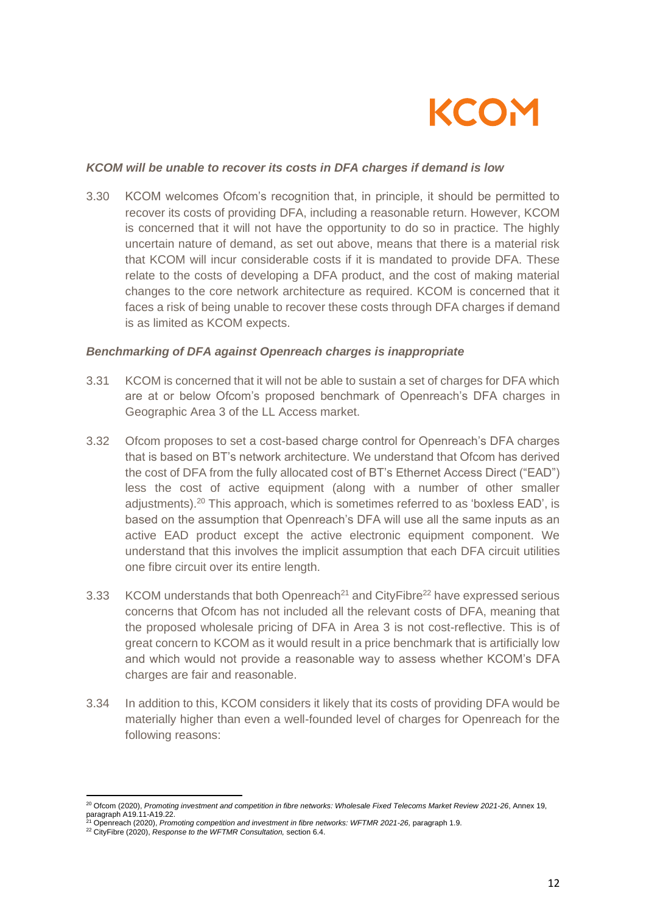### *KCOM will be unable to recover its costs in DFA charges if demand is low*

3.30 KCOM welcomes Ofcom's recognition that, in principle, it should be permitted to recover its costs of providing DFA, including a reasonable return. However, KCOM is concerned that it will not have the opportunity to do so in practice. The highly uncertain nature of demand, as set out above, means that there is a material risk that KCOM will incur considerable costs if it is mandated to provide DFA. These relate to the costs of developing a DFA product, and the cost of making material changes to the core network architecture as required. KCOM is concerned that it faces a risk of being unable to recover these costs through DFA charges if demand is as limited as KCOM expects.

### *Benchmarking of DFA against Openreach charges is inappropriate*

3.31 KCOM is concerned that it will not be able to sustain a set of charges for DFA which are at or below Ofcom's proposed benchmark of Openreach's DFA charges in Geographic Area 3 of the LL Access market.

3.32 Ofcom proposes to set a cost-based charge control for Openreach's DFA charges that is based on BT's network architecture. We understand that Ofcom has derived the cost of DFA from the fully allocated cost of BT's Ethernet Access Direct ("EAD") less the cost of active equipment (along with a number of other smaller adjustments).[20] This approach, which is sometimes referred to as 'boxless EAD', is based on the assumption that Openreach's DFA will use all the same inputs as an active EAD product except the active electronic equipment component. We understand that this involves the implicit assumption that each DFA circuit utilities one fibre circuit over its entire length.

3.33 KCOM understands that both Openreach[21] and CityFibre[22] have expressed serious concerns that Ofcom has not included all the relevant costs of DFA, meaning that the proposed wholesale pricing of DFA in Area 3 is not cost-reflective. This is of great concern to KCOM as it would result in a price benchmark that is artificially low and which would not provide a reasonable way to assess whether KCOM's DFA charges are fair and reasonable.

3.34 In addition to this, KCOM considers it likely that its costs of providing DFA would be materially higher than even a well-founded level of charges for Openreach for the following reasons:

---

[20] Ofcom (2020), *Promoting investment and competition in fibre networks: Wholesale Fixed Telecoms Market Review 2021-26*, Annex 19, paragraph A19.11-A19.22.

[21] Openreach (2020), *Promoting competition and investment in fibre networks: WFTMR 2021-26,* paragraph 1.9.

[22] CityFibre (2020), *Response to the WFTMR Consultation,* section 6.4.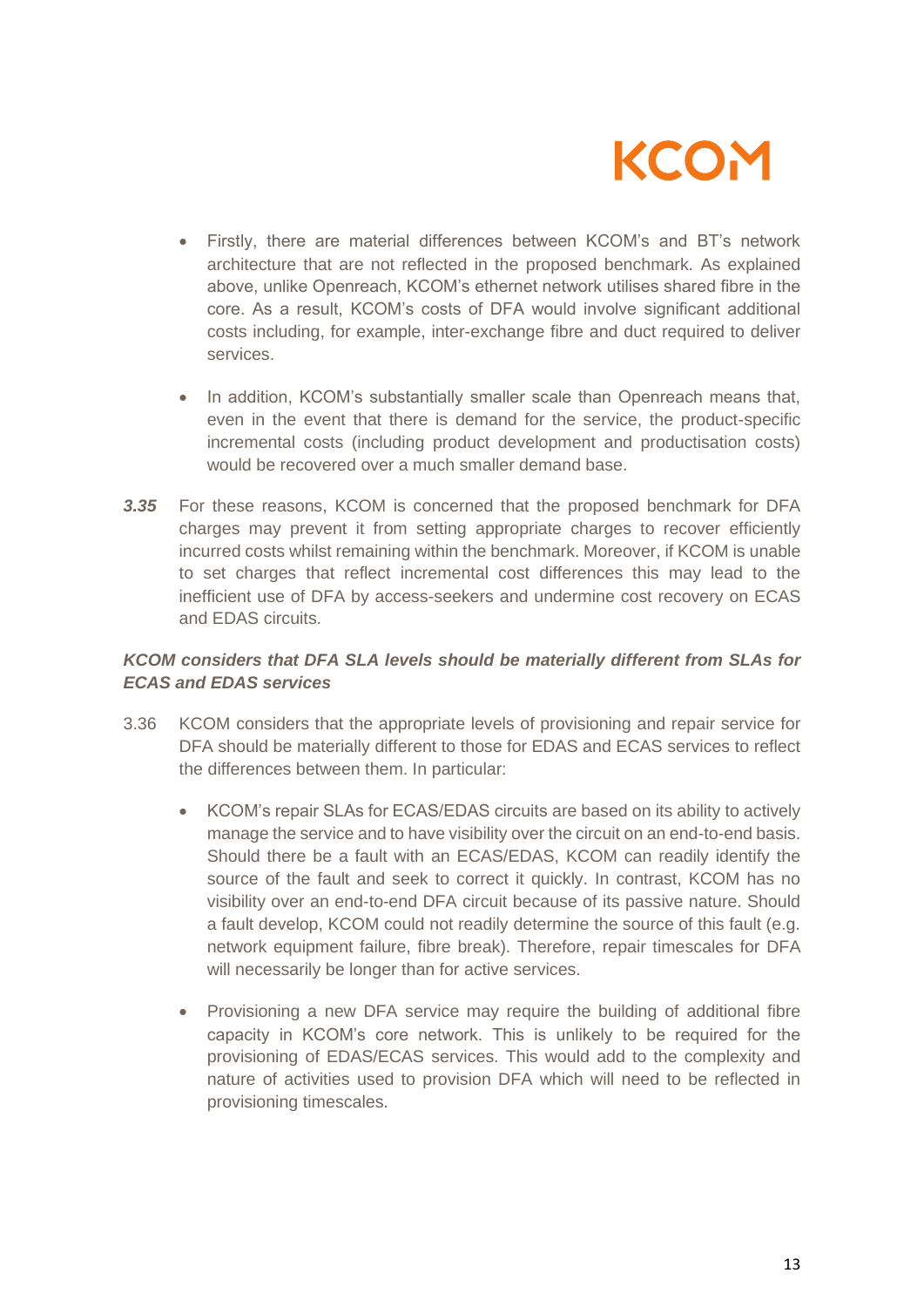- Firstly, there are material differences between KCOM's and BT's network architecture that are not reflected in the proposed benchmark. As explained above, unlike Openreach, KCOM's ethernet network utilises shared fibre in the core. As a result, KCOM's costs of DFA would involve significant additional costs including, for example, inter-exchange fibre and duct required to deliver services.

- In addition, KCOM's substantially smaller scale than Openreach means that, even in the event that there is demand for the service, the product-specific incremental costs (including product development and productisation costs) would be recovered over a much smaller demand base.

***3.35*** For these reasons, KCOM is concerned that the proposed benchmark for DFA charges may prevent it from setting appropriate charges to recover efficiently incurred costs whilst remaining within the benchmark. Moreover, if KCOM is unable to set charges that reflect incremental cost differences this may lead to the inefficient use of DFA by access-seekers and undermine cost recovery on ECAS and EDAS circuits.

***KCOM considers that DFA SLA levels should be materially different from SLAs for ECAS and EDAS services***

3.36 KCOM considers that the appropriate levels of provisioning and repair service for DFA should be materially different to those for EDAS and ECAS services to reflect the differences between them. In particular:

- KCOM's repair SLAs for ECAS/EDAS circuits are based on its ability to actively manage the service and to have visibility over the circuit on an end-to-end basis. Should there be a fault with an ECAS/EDAS, KCOM can readily identify the source of the fault and seek to correct it quickly. In contrast, KCOM has no visibility over an end-to-end DFA circuit because of its passive nature. Should a fault develop, KCOM could not readily determine the source of this fault (e.g. network equipment failure, fibre break). Therefore, repair timescales for DFA will necessarily be longer than for active services.

- Provisioning a new DFA service may require the building of additional fibre capacity in KCOM's core network. This is unlikely to be required for the provisioning of EDAS/ECAS services. This would add to the complexity and nature of activities used to provision DFA which will need to be reflected in provisioning timescales.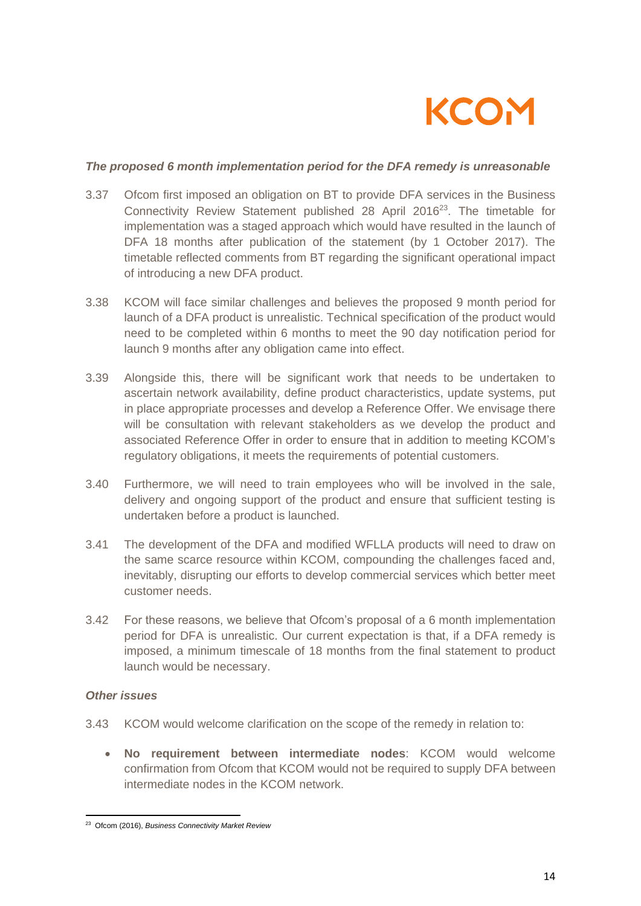### *The proposed 6 month implementation period for the DFA remedy is unreasonable*

3.37 Ofcom first imposed an obligation on BT to provide DFA services in the Business Connectivity Review Statement published 28 April 2016[23]. The timetable for implementation was a staged approach which would have resulted in the launch of DFA 18 months after publication of the statement (by 1 October 2017). The timetable reflected comments from BT regarding the significant operational impact of introducing a new DFA product.

3.38 KCOM will face similar challenges and believes the proposed 9 month period for launch of a DFA product is unrealistic. Technical specification of the product would need to be completed within 6 months to meet the 90 day notification period for launch 9 months after any obligation came into effect.

3.39 Alongside this, there will be significant work that needs to be undertaken to ascertain network availability, define product characteristics, update systems, put in place appropriate processes and develop a Reference Offer. We envisage there will be consultation with relevant stakeholders as we develop the product and associated Reference Offer in order to ensure that in addition to meeting KCOM's regulatory obligations, it meets the requirements of potential customers.

3.40 Furthermore, we will need to train employees who will be involved in the sale, delivery and ongoing support of the product and ensure that sufficient testing is undertaken before a product is launched.

3.41 The development of the DFA and modified WFLLA products will need to draw on the same scarce resource within KCOM, compounding the challenges faced and, inevitably, disrupting our efforts to develop commercial services which better meet customer needs.

3.42 For these reasons, we believe that Ofcom's proposal of a 6 month implementation period for DFA is unrealistic. Our current expectation is that, if a DFA remedy is imposed, a minimum timescale of 18 months from the final statement to product launch would be necessary.

### *Other issues*

3.43 KCOM would welcome clarification on the scope of the remedy in relation to:

- **No requirement between intermediate nodes**: KCOM would welcome confirmation from Ofcom that KCOM would not be required to supply DFA between intermediate nodes in the KCOM network.

---

[23] Ofcom (2016), *Business Connectivity Market Review*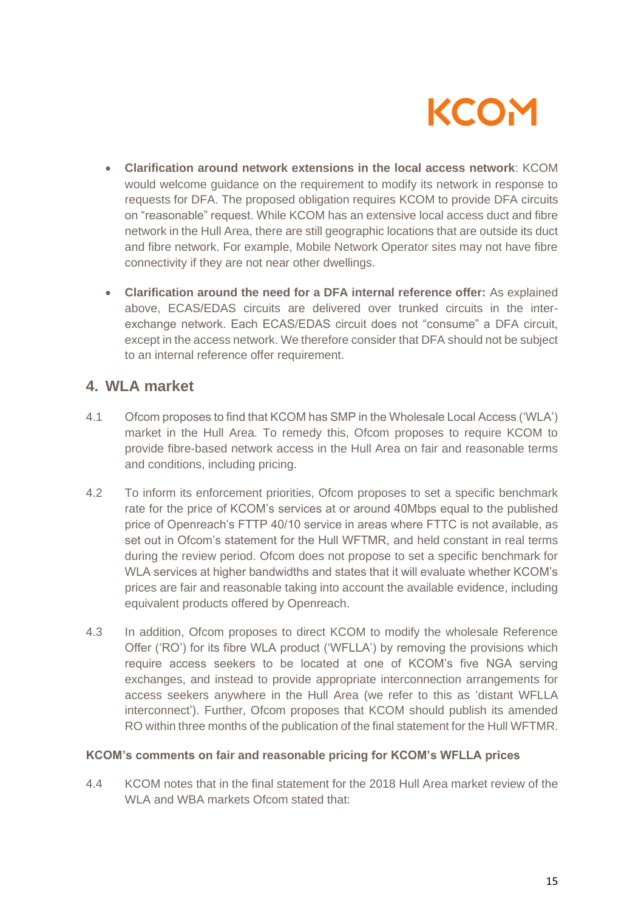- **Clarification around network extensions in the local access network**: KCOM would welcome guidance on the requirement to modify its network in response to requests for DFA. The proposed obligation requires KCOM to provide DFA circuits on "reasonable" request. While KCOM has an extensive local access duct and fibre network in the Hull Area, there are still geographic locations that are outside its duct and fibre network. For example, Mobile Network Operator sites may not have fibre connectivity if they are not near other dwellings.

- **Clarification around the need for a DFA internal reference offer:** As explained above, ECAS/EDAS circuits are delivered over trunked circuits in the inter-exchange network. Each ECAS/EDAS circuit does not "consume" a DFA circuit, except in the access network. We therefore consider that DFA should not be subject to an internal reference offer requirement.

## 4. WLA market

4.1 Ofcom proposes to find that KCOM has SMP in the Wholesale Local Access ('WLA') market in the Hull Area. To remedy this, Ofcom proposes to require KCOM to provide fibre-based network access in the Hull Area on fair and reasonable terms and conditions, including pricing.

4.2 To inform its enforcement priorities, Ofcom proposes to set a specific benchmark rate for the price of KCOM's services at or around 40Mbps equal to the published price of Openreach's FTTP 40/10 service in areas where FTTC is not available, as set out in Ofcom's statement for the Hull WFTMR, and held constant in real terms during the review period. Ofcom does not propose to set a specific benchmark for WLA services at higher bandwidths and states that it will evaluate whether KCOM's prices are fair and reasonable taking into account the available evidence, including equivalent products offered by Openreach.

4.3 In addition, Ofcom proposes to direct KCOM to modify the wholesale Reference Offer ('RO') for its fibre WLA product ('WFLLA') by removing the provisions which require access seekers to be located at one of KCOM's five NGA serving exchanges, and instead to provide appropriate interconnection arrangements for access seekers anywhere in the Hull Area (we refer to this as 'distant WFLLA interconnect'). Further, Ofcom proposes that KCOM should publish its amended RO within three months of the publication of the final statement for the Hull WFTMR.

#### KCOM's comments on fair and reasonable pricing for KCOM's WFLLA prices

4.4 KCOM notes that in the final statement for the 2018 Hull Area market review of the WLA and WBA markets Ofcom stated that: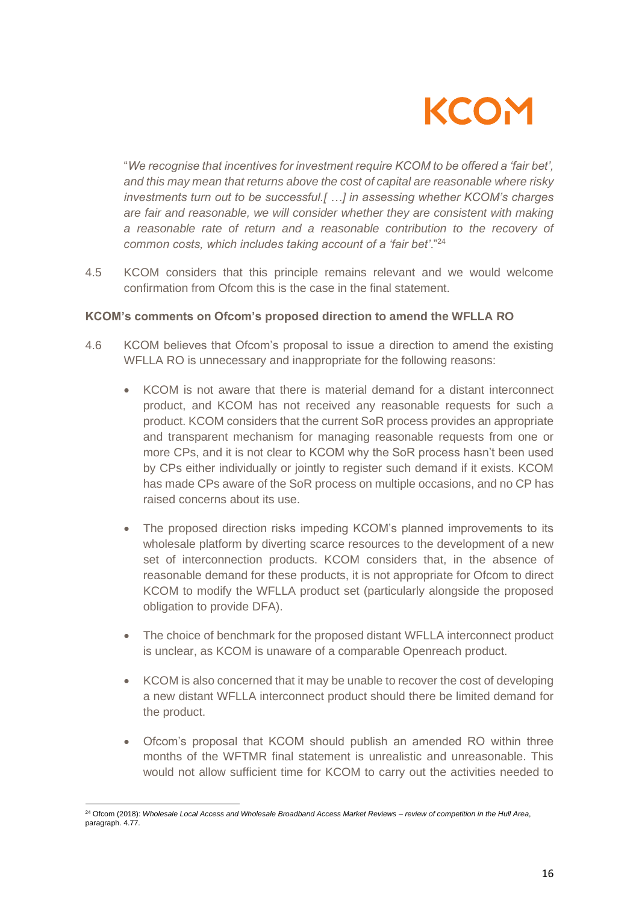"*We recognise that incentives for investment require KCOM to be offered a 'fair bet', and this may mean that returns above the cost of capital are reasonable where risky investments turn out to be successful.[ …] in assessing whether KCOM's charges are fair and reasonable, we will consider whether they are consistent with making a reasonable rate of return and a reasonable contribution to the recovery of common costs, which includes taking account of a 'fair bet'*."[24]

4.5 KCOM considers that this principle remains relevant and we would welcome confirmation from Ofcom this is the case in the final statement.

**KCOM's comments on Ofcom's proposed direction to amend the WFLLA RO**

4.6 KCOM believes that Ofcom's proposal to issue a direction to amend the existing WFLLA RO is unnecessary and inappropriate for the following reasons:

- KCOM is not aware that there is material demand for a distant interconnect product, and KCOM has not received any reasonable requests for such a product. KCOM considers that the current SoR process provides an appropriate and transparent mechanism for managing reasonable requests from one or more CPs, and it is not clear to KCOM why the SoR process hasn't been used by CPs either individually or jointly to register such demand if it exists. KCOM has made CPs aware of the SoR process on multiple occasions, and no CP has raised concerns about its use.
- The proposed direction risks impeding KCOM's planned improvements to its wholesale platform by diverting scarce resources to the development of a new set of interconnection products. KCOM considers that, in the absence of reasonable demand for these products, it is not appropriate for Ofcom to direct KCOM to modify the WFLLA product set (particularly alongside the proposed obligation to provide DFA).
- The choice of benchmark for the proposed distant WFLLA interconnect product is unclear, as KCOM is unaware of a comparable Openreach product.
- KCOM is also concerned that it may be unable to recover the cost of developing a new distant WFLLA interconnect product should there be limited demand for the product.
- Ofcom's proposal that KCOM should publish an amended RO within three months of the WFTMR final statement is unrealistic and unreasonable. This would not allow sufficient time for KCOM to carry out the activities needed to

[24] Ofcom (2018): *Wholesale Local Access and Wholesale Broadband Access Market Reviews – review of competition in the Hull Area*, paragraph. 4.77.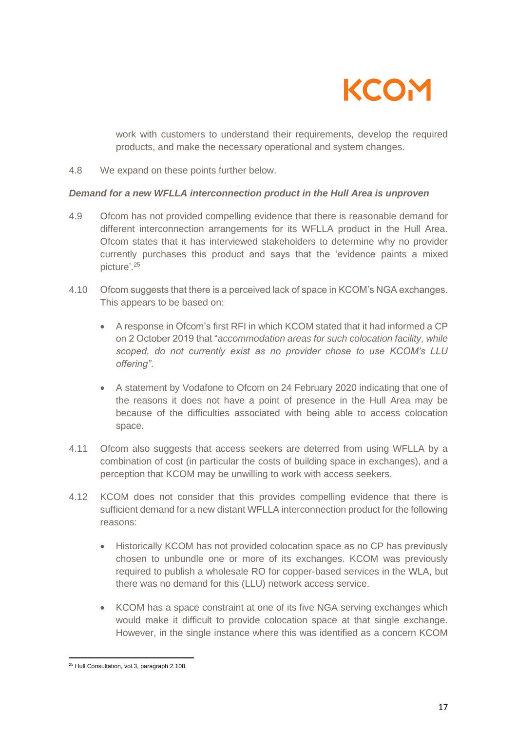work with customers to understand their requirements, develop the required products, and make the necessary operational and system changes.

4.8 We expand on these points further below.

***Demand for a new WFLLA interconnection product in the Hull Area is unproven***

4.9 Ofcom has not provided compelling evidence that there is reasonable demand for different interconnection arrangements for its WFLLA product in the Hull Area. Ofcom states that it has interviewed stakeholders to determine why no provider currently purchases this product and says that the 'evidence paints a mixed picture'.[25]

4.10 Ofcom suggests that there is a perceived lack of space in KCOM's NGA exchanges. This appears to be based on:

- A response in Ofcom's first RFI in which KCOM stated that it had informed a CP on 2 October 2019 that "*accommodation areas for such colocation facility, while scoped, do not currently exist as no provider chose to use KCOM's LLU offering"*.
- A statement by Vodafone to Ofcom on 24 February 2020 indicating that one of the reasons it does not have a point of presence in the Hull Area may be because of the difficulties associated with being able to access colocation space.

4.11 Ofcom also suggests that access seekers are deterred from using WFLLA by a combination of cost (in particular the costs of building space in exchanges), and a perception that KCOM may be unwilling to work with access seekers.

4.12 KCOM does not consider that this provides compelling evidence that there is sufficient demand for a new distant WFLLA interconnection product for the following reasons:

- Historically KCOM has not provided colocation space as no CP has previously chosen to unbundle one or more of its exchanges. KCOM was previously required to publish a wholesale RO for copper-based services in the WLA, but there was no demand for this (LLU) network access service.
- KCOM has a space constraint at one of its five NGA serving exchanges which would make it difficult to provide colocation space at that single exchange. However, in the single instance where this was identified as a concern KCOM

[25] Hull Consultation, vol.3, paragraph 2.108.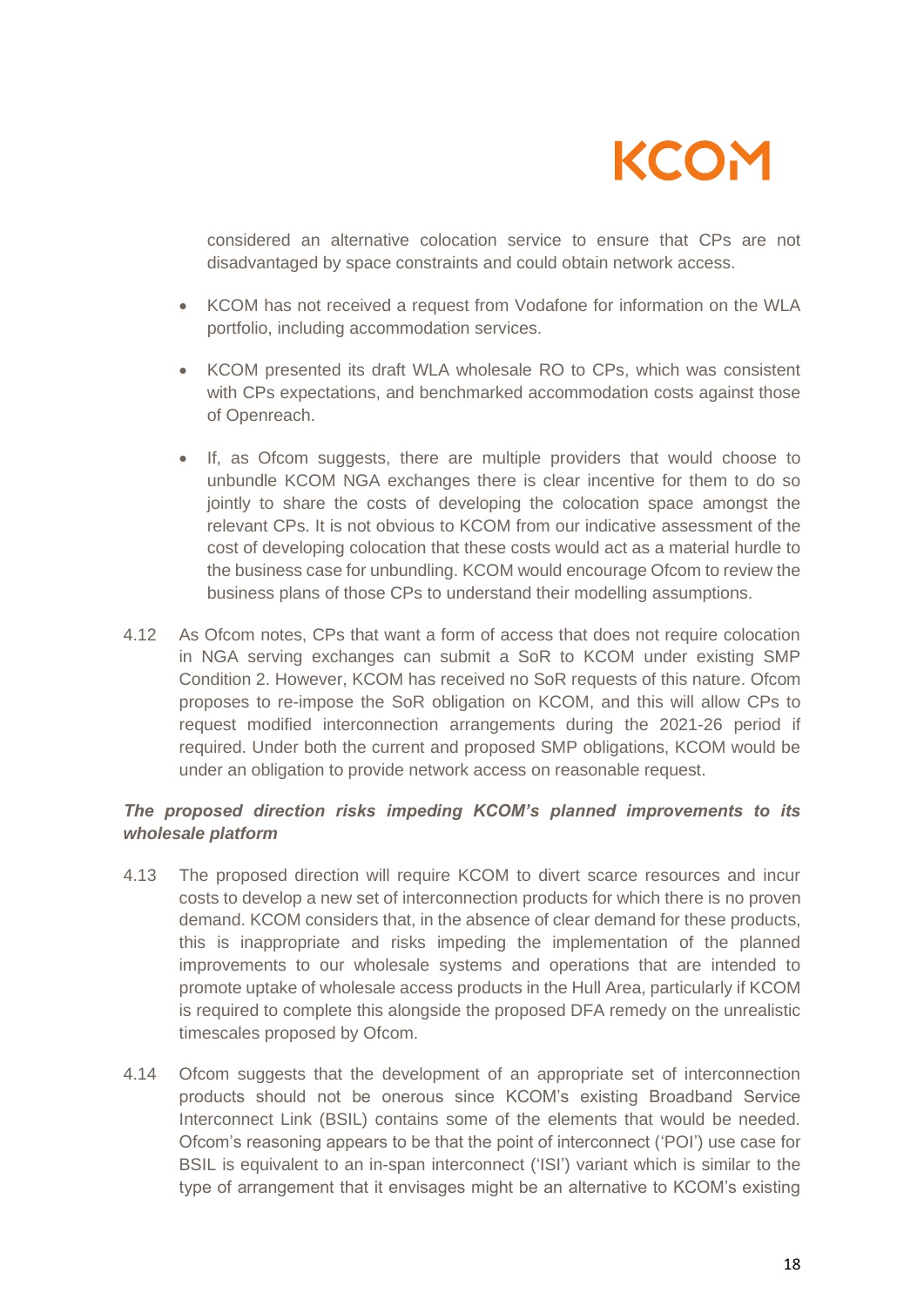considered an alternative colocation service to ensure that CPs are not disadvantaged by space constraints and could obtain network access.

- KCOM has not received a request from Vodafone for information on the WLA portfolio, including accommodation services.
- KCOM presented its draft WLA wholesale RO to CPs, which was consistent with CPs expectations, and benchmarked accommodation costs against those of Openreach.
- If, as Ofcom suggests, there are multiple providers that would choose to unbundle KCOM NGA exchanges there is clear incentive for them to do so jointly to share the costs of developing the colocation space amongst the relevant CPs. It is not obvious to KCOM from our indicative assessment of the cost of developing colocation that these costs would act as a material hurdle to the business case for unbundling. KCOM would encourage Ofcom to review the business plans of those CPs to understand their modelling assumptions.

4.12 As Ofcom notes, CPs that want a form of access that does not require colocation in NGA serving exchanges can submit a SoR to KCOM under existing SMP Condition 2. However, KCOM has received no SoR requests of this nature. Ofcom proposes to re-impose the SoR obligation on KCOM, and this will allow CPs to request modified interconnection arrangements during the 2021-26 period if required. Under both the current and proposed SMP obligations, KCOM would be under an obligation to provide network access on reasonable request.

***The proposed direction risks impeding KCOM's planned improvements to its wholesale platform***

4.13 The proposed direction will require KCOM to divert scarce resources and incur costs to develop a new set of interconnection products for which there is no proven demand. KCOM considers that, in the absence of clear demand for these products, this is inappropriate and risks impeding the implementation of the planned improvements to our wholesale systems and operations that are intended to promote uptake of wholesale access products in the Hull Area, particularly if KCOM is required to complete this alongside the proposed DFA remedy on the unrealistic timescales proposed by Ofcom.

4.14 Ofcom suggests that the development of an appropriate set of interconnection products should not be onerous since KCOM's existing Broadband Service Interconnect Link (BSIL) contains some of the elements that would be needed. Ofcom's reasoning appears to be that the point of interconnect ('POI') use case for BSIL is equivalent to an in-span interconnect ('ISI') variant which is similar to the type of arrangement that it envisages might be an alternative to KCOM's existing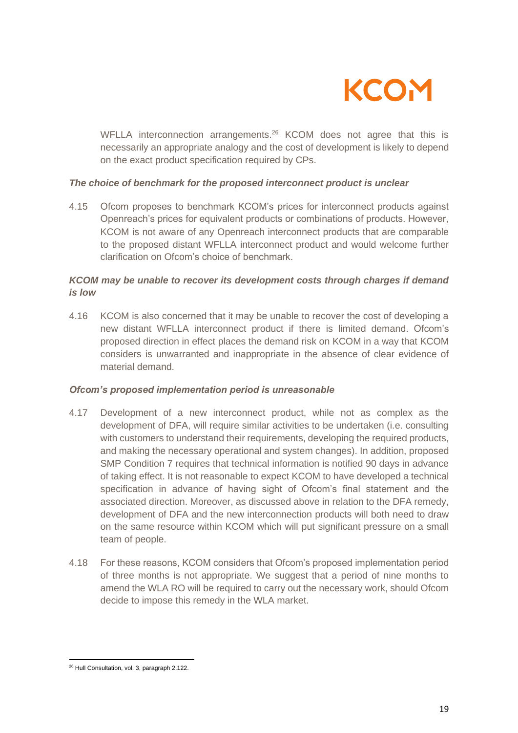WFLLA interconnection arrangements.[26] KCOM does not agree that this is necessarily an appropriate analogy and the cost of development is likely to depend on the exact product specification required by CPs.

***The choice of benchmark for the proposed interconnect product is unclear***

4.15 Ofcom proposes to benchmark KCOM's prices for interconnect products against Openreach's prices for equivalent products or combinations of products. However, KCOM is not aware of any Openreach interconnect products that are comparable to the proposed distant WFLLA interconnect product and would welcome further clarification on Ofcom's choice of benchmark.

***KCOM may be unable to recover its development costs through charges if demand is low***

4.16 KCOM is also concerned that it may be unable to recover the cost of developing a new distant WFLLA interconnect product if there is limited demand. Ofcom's proposed direction in effect places the demand risk on KCOM in a way that KCOM considers is unwarranted and inappropriate in the absence of clear evidence of material demand.

***Ofcom's proposed implementation period is unreasonable***

4.17 Development of a new interconnect product, while not as complex as the development of DFA, will require similar activities to be undertaken (i.e. consulting with customers to understand their requirements, developing the required products, and making the necessary operational and system changes). In addition, proposed SMP Condition 7 requires that technical information is notified 90 days in advance of taking effect. It is not reasonable to expect KCOM to have developed a technical specification in advance of having sight of Ofcom's final statement and the associated direction. Moreover, as discussed above in relation to the DFA remedy, development of DFA and the new interconnection products will both need to draw on the same resource within KCOM which will put significant pressure on a small team of people.

4.18 For these reasons, KCOM considers that Ofcom's proposed implementation period of three months is not appropriate. We suggest that a period of nine months to amend the WLA RO will be required to carry out the necessary work, should Ofcom decide to impose this remedy in the WLA market.

---

[26] Hull Consultation, vol. 3, paragraph 2.122.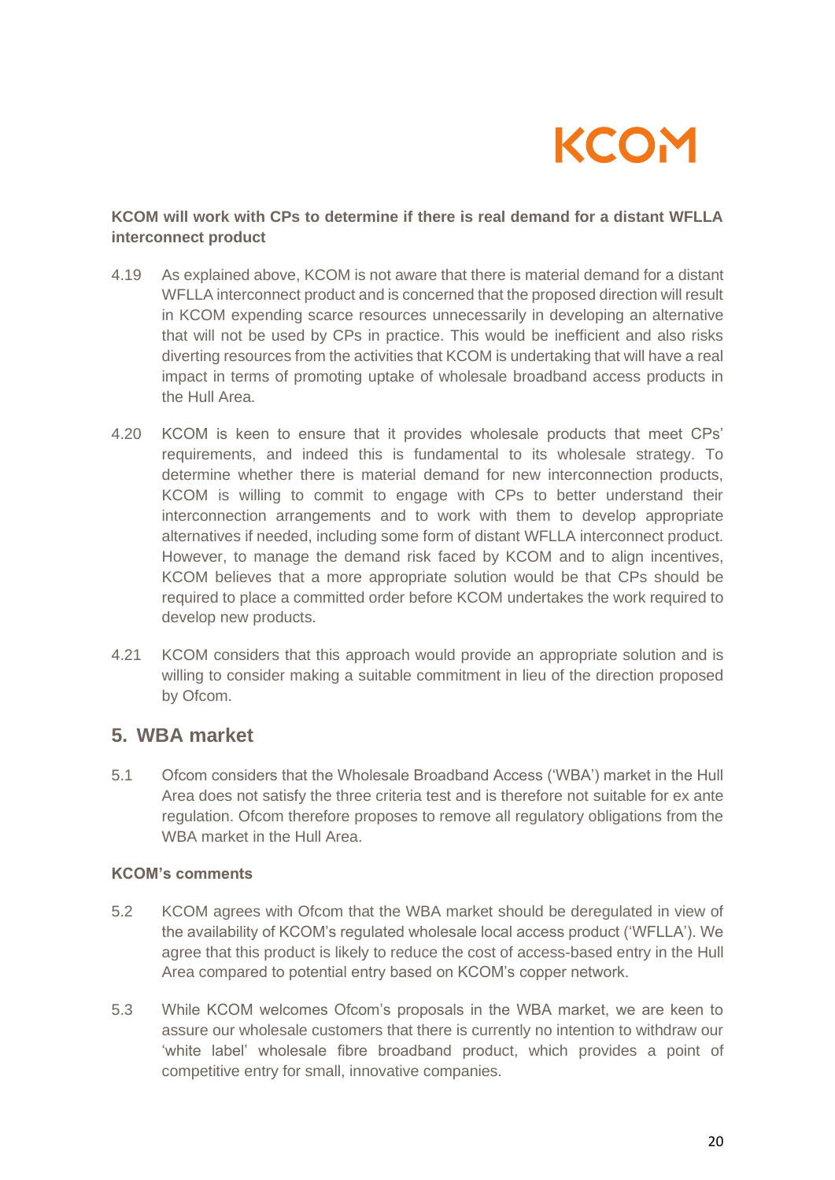**KCOM will work with CPs to determine if there is real demand for a distant WFLLA interconnect product**

4.19 As explained above, KCOM is not aware that there is material demand for a distant WFLLA interconnect product and is concerned that the proposed direction will result in KCOM expending scarce resources unnecessarily in developing an alternative that will not be used by CPs in practice. This would be inefficient and also risks diverting resources from the activities that KCOM is undertaking that will have a real impact in terms of promoting uptake of wholesale broadband access products in the Hull Area.

4.20 KCOM is keen to ensure that it provides wholesale products that meet CPs' requirements, and indeed this is fundamental to its wholesale strategy. To determine whether there is material demand for new interconnection products, KCOM is willing to commit to engage with CPs to better understand their interconnection arrangements and to work with them to develop appropriate alternatives if needed, including some form of distant WFLLA interconnect product. However, to manage the demand risk faced by KCOM and to align incentives, KCOM believes that a more appropriate solution would be that CPs should be required to place a committed order before KCOM undertakes the work required to develop new products.

4.21 KCOM considers that this approach would provide an appropriate solution and is willing to consider making a suitable commitment in lieu of the direction proposed by Ofcom.

## 5. WBA market

5.1 Ofcom considers that the Wholesale Broadband Access ('WBA') market in the Hull Area does not satisfy the three criteria test and is therefore not suitable for ex ante regulation. Ofcom therefore proposes to remove all regulatory obligations from the WBA market in the Hull Area.

**KCOM's comments**

5.2 KCOM agrees with Ofcom that the WBA market should be deregulated in view of the availability of KCOM's regulated wholesale local access product ('WFLLA'). We agree that this product is likely to reduce the cost of access-based entry in the Hull Area compared to potential entry based on KCOM's copper network.

5.3 While KCOM welcomes Ofcom's proposals in the WBA market, we are keen to assure our wholesale customers that there is currently no intention to withdraw our 'white label' wholesale fibre broadband product, which provides a point of competitive entry for small, innovative companies.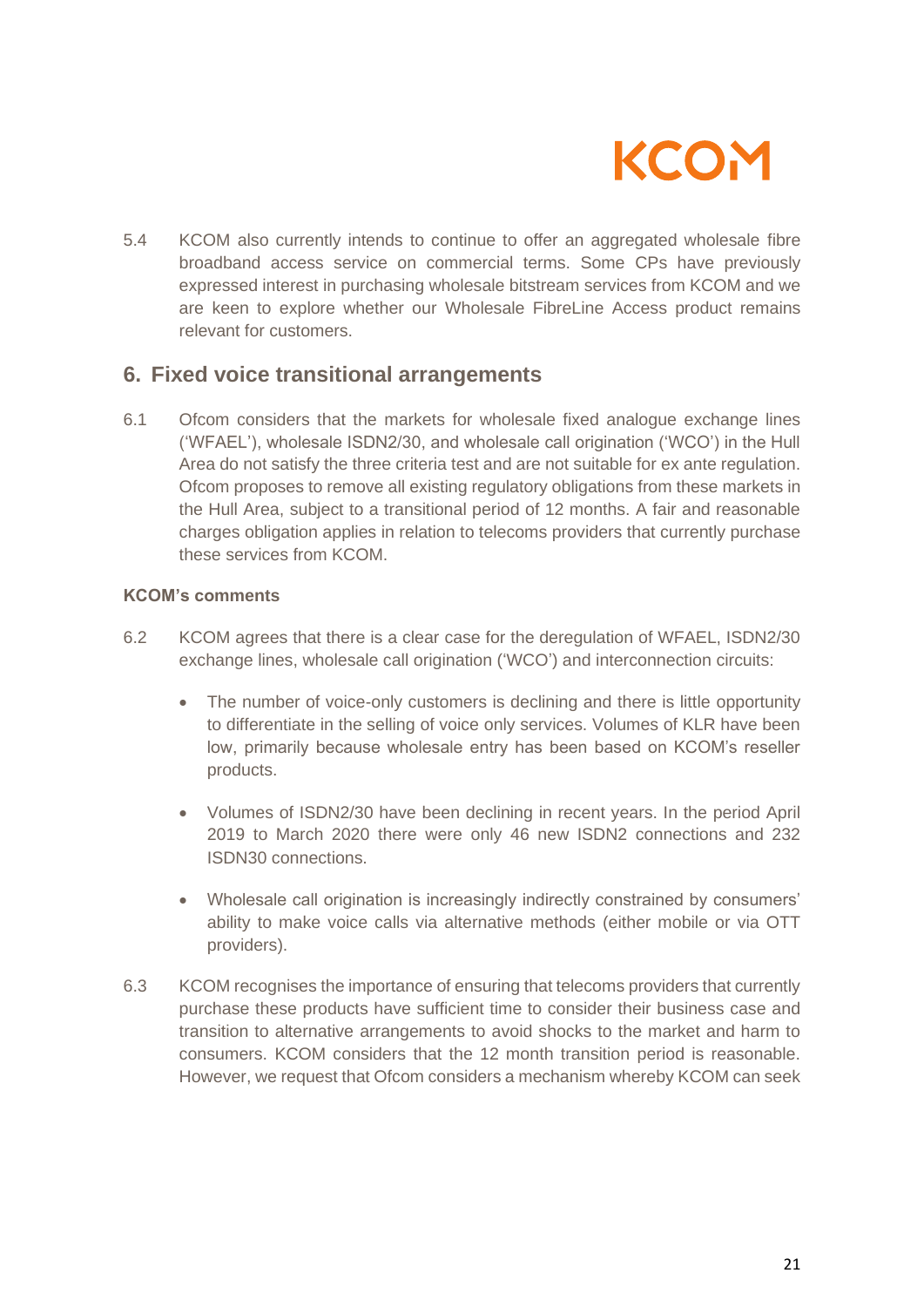5.4 KCOM also currently intends to continue to offer an aggregated wholesale fibre broadband access service on commercial terms. Some CPs have previously expressed interest in purchasing wholesale bitstream services from KCOM and we are keen to explore whether our Wholesale FibreLine Access product remains relevant for customers.

## 6. Fixed voice transitional arrangements

6.1 Ofcom considers that the markets for wholesale fixed analogue exchange lines ('WFAEL'), wholesale ISDN2/30, and wholesale call origination ('WCO') in the Hull Area do not satisfy the three criteria test and are not suitable for ex ante regulation. Ofcom proposes to remove all existing regulatory obligations from these markets in the Hull Area, subject to a transitional period of 12 months. A fair and reasonable charges obligation applies in relation to telecoms providers that currently purchase these services from KCOM.

**KCOM's comments**

6.2 KCOM agrees that there is a clear case for the deregulation of WFAEL, ISDN2/30 exchange lines, wholesale call origination ('WCO') and interconnection circuits:

- The number of voice-only customers is declining and there is little opportunity to differentiate in the selling of voice only services. Volumes of KLR have been low, primarily because wholesale entry has been based on KCOM's reseller products.
- Volumes of ISDN2/30 have been declining in recent years. In the period April 2019 to March 2020 there were only 46 new ISDN2 connections and 232 ISDN30 connections.
- Wholesale call origination is increasingly indirectly constrained by consumers' ability to make voice calls via alternative methods (either mobile or via OTT providers).

6.3 KCOM recognises the importance of ensuring that telecoms providers that currently purchase these products have sufficient time to consider their business case and transition to alternative arrangements to avoid shocks to the market and harm to consumers. KCOM considers that the 12 month transition period is reasonable. However, we request that Ofcom considers a mechanism whereby KCOM can seek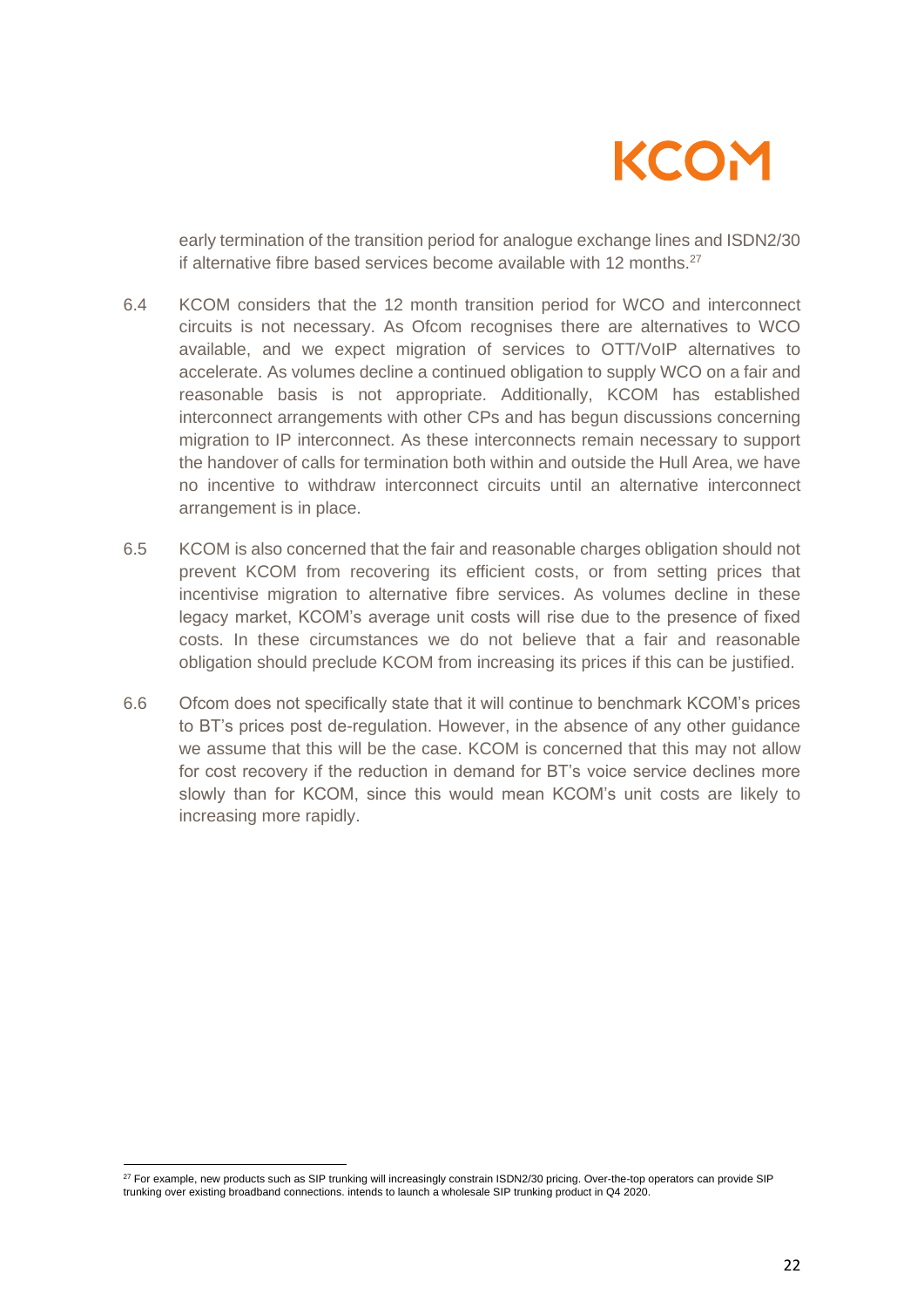early termination of the transition period for analogue exchange lines and ISDN2/30 if alternative fibre based services become available with 12 months.[27]

6.4 KCOM considers that the 12 month transition period for WCO and interconnect circuits is not necessary. As Ofcom recognises there are alternatives to WCO available, and we expect migration of services to OTT/VoIP alternatives to accelerate. As volumes decline a continued obligation to supply WCO on a fair and reasonable basis is not appropriate. Additionally, KCOM has established interconnect arrangements with other CPs and has begun discussions concerning migration to IP interconnect. As these interconnects remain necessary to support the handover of calls for termination both within and outside the Hull Area, we have no incentive to withdraw interconnect circuits until an alternative interconnect arrangement is in place.

6.5 KCOM is also concerned that the fair and reasonable charges obligation should not prevent KCOM from recovering its efficient costs, or from setting prices that incentivise migration to alternative fibre services. As volumes decline in these legacy market, KCOM's average unit costs will rise due to the presence of fixed costs. In these circumstances we do not believe that a fair and reasonable obligation should preclude KCOM from increasing its prices if this can be justified.

6.6 Ofcom does not specifically state that it will continue to benchmark KCOM's prices to BT's prices post de-regulation. However, in the absence of any other guidance we assume that this will be the case. KCOM is concerned that this may not allow for cost recovery if the reduction in demand for BT's voice service declines more slowly than for KCOM, since this would mean KCOM's unit costs are likely to increasing more rapidly.

[27] For example, new products such as SIP trunking will increasingly constrain ISDN2/30 pricing. Over-the-top operators can provide SIP trunking over existing broadband connections. intends to launch a wholesale SIP trunking product in Q4 2020.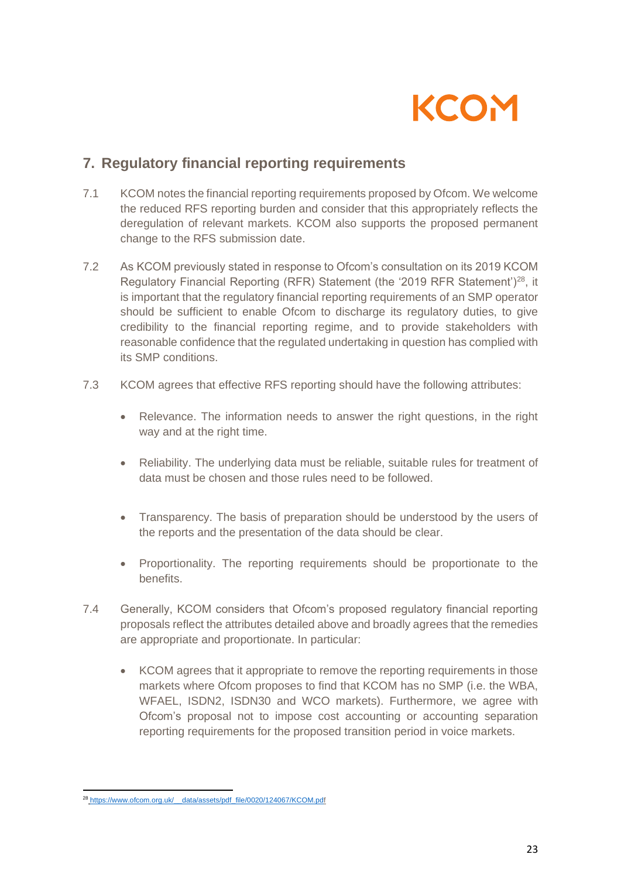## 7. Regulatory financial reporting requirements

7.1 KCOM notes the financial reporting requirements proposed by Ofcom. We welcome the reduced RFS reporting burden and consider that this appropriately reflects the deregulation of relevant markets. KCOM also supports the proposed permanent change to the RFS submission date.

7.2 As KCOM previously stated in response to Ofcom's consultation on its 2019 KCOM Regulatory Financial Reporting (RFR) Statement (the '2019 RFR Statement')[28], it is important that the regulatory financial reporting requirements of an SMP operator should be sufficient to enable Ofcom to discharge its regulatory duties, to give credibility to the financial reporting regime, and to provide stakeholders with reasonable confidence that the regulated undertaking in question has complied with its SMP conditions.

7.3 KCOM agrees that effective RFS reporting should have the following attributes:

- Relevance. The information needs to answer the right questions, in the right way and at the right time.
- Reliability. The underlying data must be reliable, suitable rules for treatment of data must be chosen and those rules need to be followed.
- Transparency. The basis of preparation should be understood by the users of the reports and the presentation of the data should be clear.
- Proportionality. The reporting requirements should be proportionate to the benefits.

7.4 Generally, KCOM considers that Ofcom's proposed regulatory financial reporting proposals reflect the attributes detailed above and broadly agrees that the remedies are appropriate and proportionate. In particular:

- KCOM agrees that it appropriate to remove the reporting requirements in those markets where Ofcom proposes to find that KCOM has no SMP (i.e. the WBA, WFAEL, ISDN2, ISDN30 and WCO markets). Furthermore, we agree with Ofcom's proposal not to impose cost accounting or accounting separation reporting requirements for the proposed transition period in voice markets.

[28] https://www.ofcom.org.uk/__data/assets/pdf_file/0020/124067/KCOM.pdf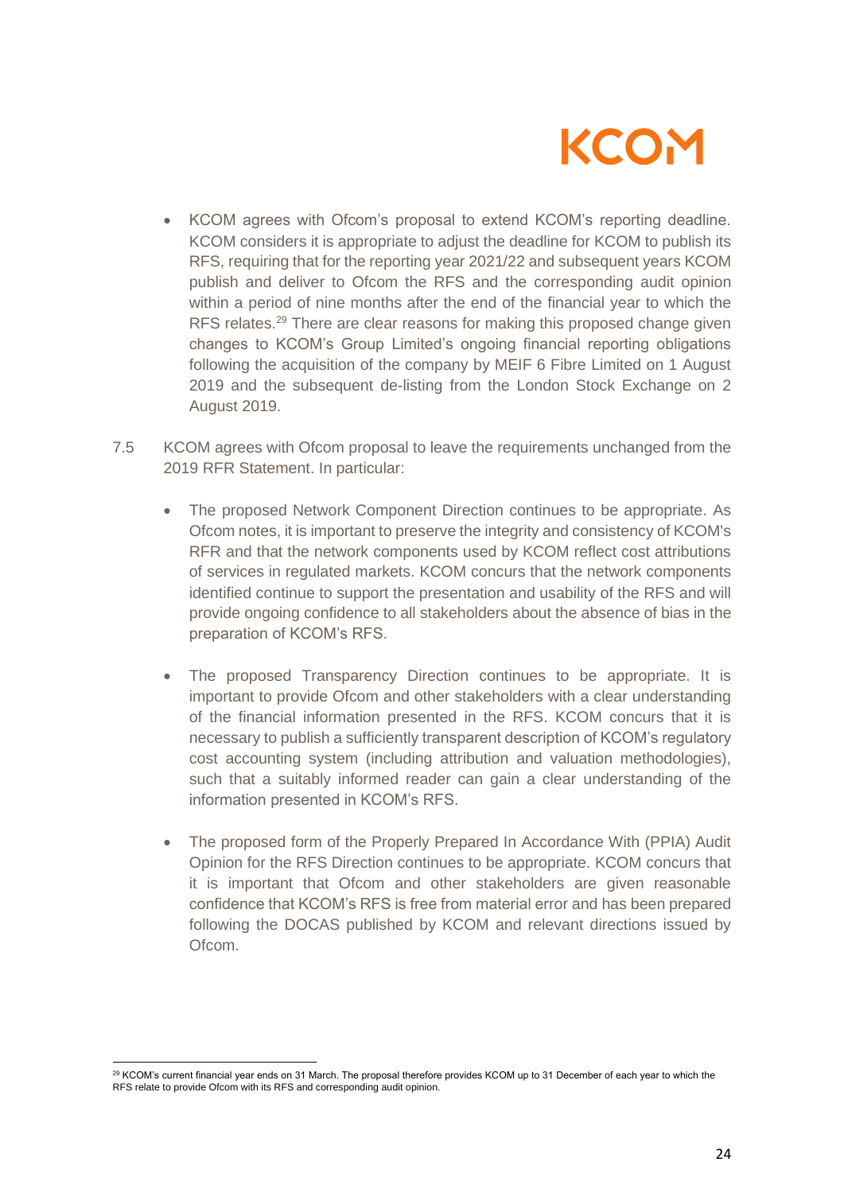- KCOM agrees with Ofcom's proposal to extend KCOM's reporting deadline. KCOM considers it is appropriate to adjust the deadline for KCOM to publish its RFS, requiring that for the reporting year 2021/22 and subsequent years KCOM publish and deliver to Ofcom the RFS and the corresponding audit opinion within a period of nine months after the end of the financial year to which the RFS relates.[29] There are clear reasons for making this proposed change given changes to KCOM's Group Limited's ongoing financial reporting obligations following the acquisition of the company by MEIF 6 Fibre Limited on 1 August 2019 and the subsequent de-listing from the London Stock Exchange on 2 August 2019.

7.5 KCOM agrees with Ofcom proposal to leave the requirements unchanged from the 2019 RFR Statement. In particular:

- The proposed Network Component Direction continues to be appropriate. As Ofcom notes, it is important to preserve the integrity and consistency of KCOM's RFR and that the network components used by KCOM reflect cost attributions of services in regulated markets. KCOM concurs that the network components identified continue to support the presentation and usability of the RFS and will provide ongoing confidence to all stakeholders about the absence of bias in the preparation of KCOM's RFS.

- The proposed Transparency Direction continues to be appropriate. It is important to provide Ofcom and other stakeholders with a clear understanding of the financial information presented in the RFS. KCOM concurs that it is necessary to publish a sufficiently transparent description of KCOM's regulatory cost accounting system (including attribution and valuation methodologies), such that a suitably informed reader can gain a clear understanding of the information presented in KCOM's RFS.

- The proposed form of the Properly Prepared In Accordance With (PPIA) Audit Opinion for the RFS Direction continues to be appropriate. KCOM concurs that it is important that Ofcom and other stakeholders are given reasonable confidence that KCOM's RFS is free from material error and has been prepared following the DOCAS published by KCOM and relevant directions issued by Ofcom.

[29] KCOM's current financial year ends on 31 March. The proposal therefore provides KCOM up to 31 December of each year to which the RFS relate to provide Ofcom with its RFS and corresponding audit opinion.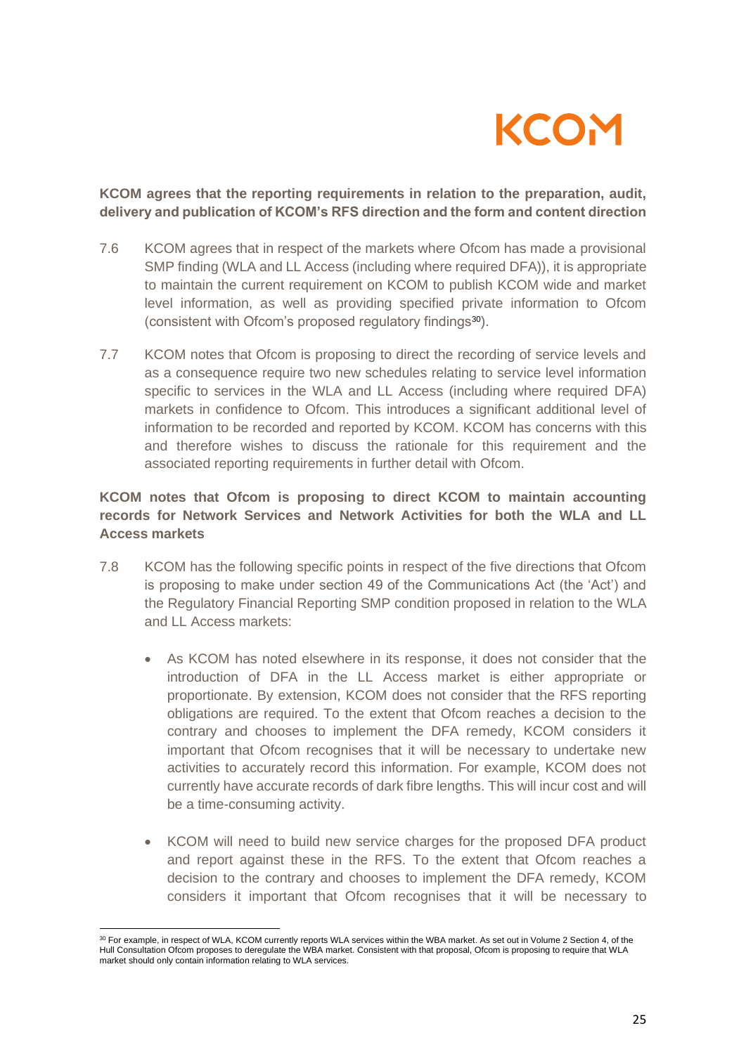**KCOM agrees that the reporting requirements in relation to the preparation, audit, delivery and publication of KCOM's RFS direction and the form and content direction**

7.6 KCOM agrees that in respect of the markets where Ofcom has made a provisional SMP finding (WLA and LL Access (including where required DFA)), it is appropriate to maintain the current requirement on KCOM to publish KCOM wide and market level information, as well as providing specified private information to Ofcom (consistent with Ofcom's proposed regulatory findings[30]).

7.7 KCOM notes that Ofcom is proposing to direct the recording of service levels and as a consequence require two new schedules relating to service level information specific to services in the WLA and LL Access (including where required DFA) markets in confidence to Ofcom. This introduces a significant additional level of information to be recorded and reported by KCOM. KCOM has concerns with this and therefore wishes to discuss the rationale for this requirement and the associated reporting requirements in further detail with Ofcom.

**KCOM notes that Ofcom is proposing to direct KCOM to maintain accounting records for Network Services and Network Activities for both the WLA and LL Access markets**

7.8 KCOM has the following specific points in respect of the five directions that Ofcom is proposing to make under section 49 of the Communications Act (the 'Act') and the Regulatory Financial Reporting SMP condition proposed in relation to the WLA and LL Access markets:

- As KCOM has noted elsewhere in its response, it does not consider that the introduction of DFA in the LL Access market is either appropriate or proportionate. By extension, KCOM does not consider that the RFS reporting obligations are required. To the extent that Ofcom reaches a decision to the contrary and chooses to implement the DFA remedy, KCOM considers it important that Ofcom recognises that it will be necessary to undertake new activities to accurately record this information. For example, KCOM does not currently have accurate records of dark fibre lengths. This will incur cost and will be a time-consuming activity.

- KCOM will need to build new service charges for the proposed DFA product and report against these in the RFS. To the extent that Ofcom reaches a decision to the contrary and chooses to implement the DFA remedy, KCOM considers it important that Ofcom recognises that it will be necessary to

[30] For example, in respect of WLA, KCOM currently reports WLA services within the WBA market. As set out in Volume 2 Section 4, of the Hull Consultation Ofcom proposes to deregulate the WBA market. Consistent with that proposal, Ofcom is proposing to require that WLA market should only contain information relating to WLA services.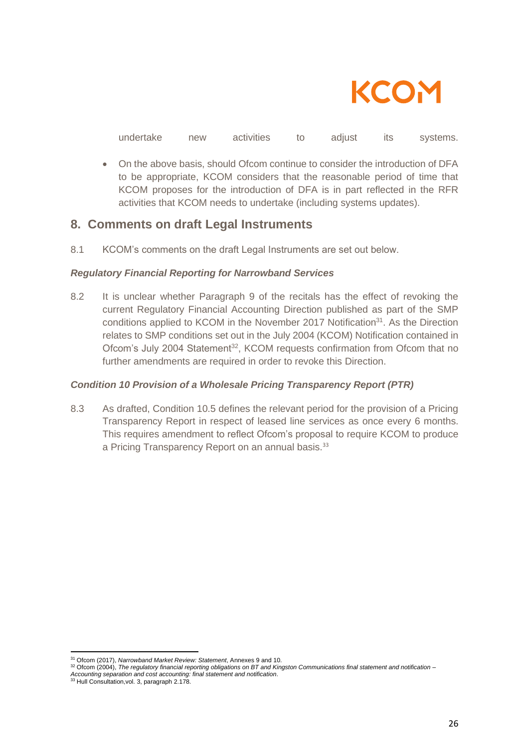undertake new activities to adjust its systems.

- On the above basis, should Ofcom continue to consider the introduction of DFA to be appropriate, KCOM considers that the reasonable period of time that KCOM proposes for the introduction of DFA is in part reflected in the RFR activities that KCOM needs to undertake (including systems updates).

## 8. Comments on draft Legal Instruments

8.1 KCOM's comments on the draft Legal Instruments are set out below.

### *Regulatory Financial Reporting for Narrowband Services*

8.2 It is unclear whether Paragraph 9 of the recitals has the effect of revoking the current Regulatory Financial Accounting Direction published as part of the SMP conditions applied to KCOM in the November 2017 Notification[31]. As the Direction relates to SMP conditions set out in the July 2004 (KCOM) Notification contained in Ofcom's July 2004 Statement[32], KCOM requests confirmation from Ofcom that no further amendments are required in order to revoke this Direction.

### *Condition 10 Provision of a Wholesale Pricing Transparency Report (PTR)*

8.3 As drafted, Condition 10.5 defines the relevant period for the provision of a Pricing Transparency Report in respect of leased line services as once every 6 months. This requires amendment to reflect Ofcom's proposal to require KCOM to produce a Pricing Transparency Report on an annual basis.[33]

---

[31] Ofcom (2017), *Narrowband Market Review: Statement*, Annexes 9 and 10.

[32] Ofcom (2004), *The regulatory financial reporting obligations on BT and Kingston Communications final statement and notification – Accounting separation and cost accounting: final statement and notification*.

[33] Hull Consultation,vol. 3, paragraph 2.178.